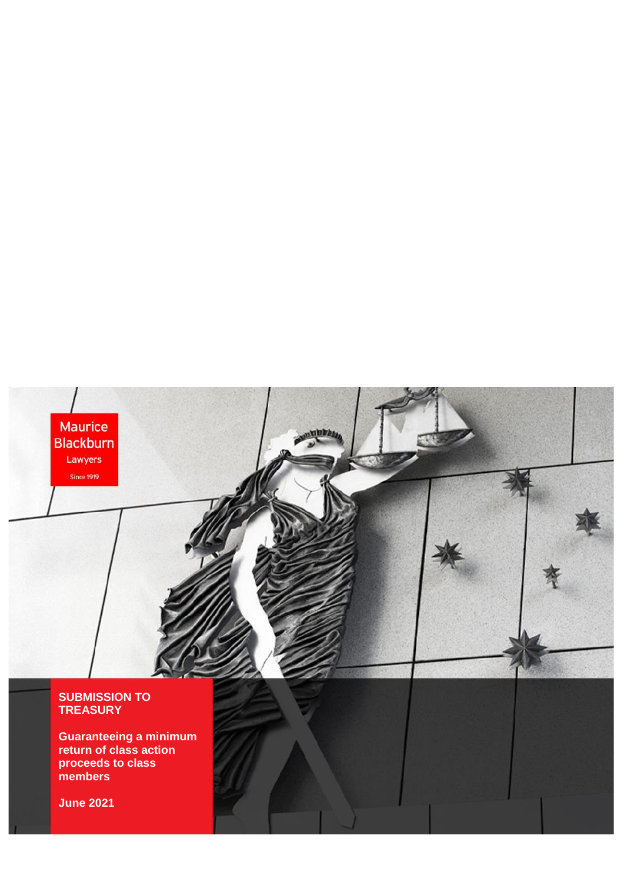Maurice Blackburn Lawyers Since 1919

# SUBMISSION TO TREASURY

## Guaranteeing a minimum return of class action proceeds to class members

June 2021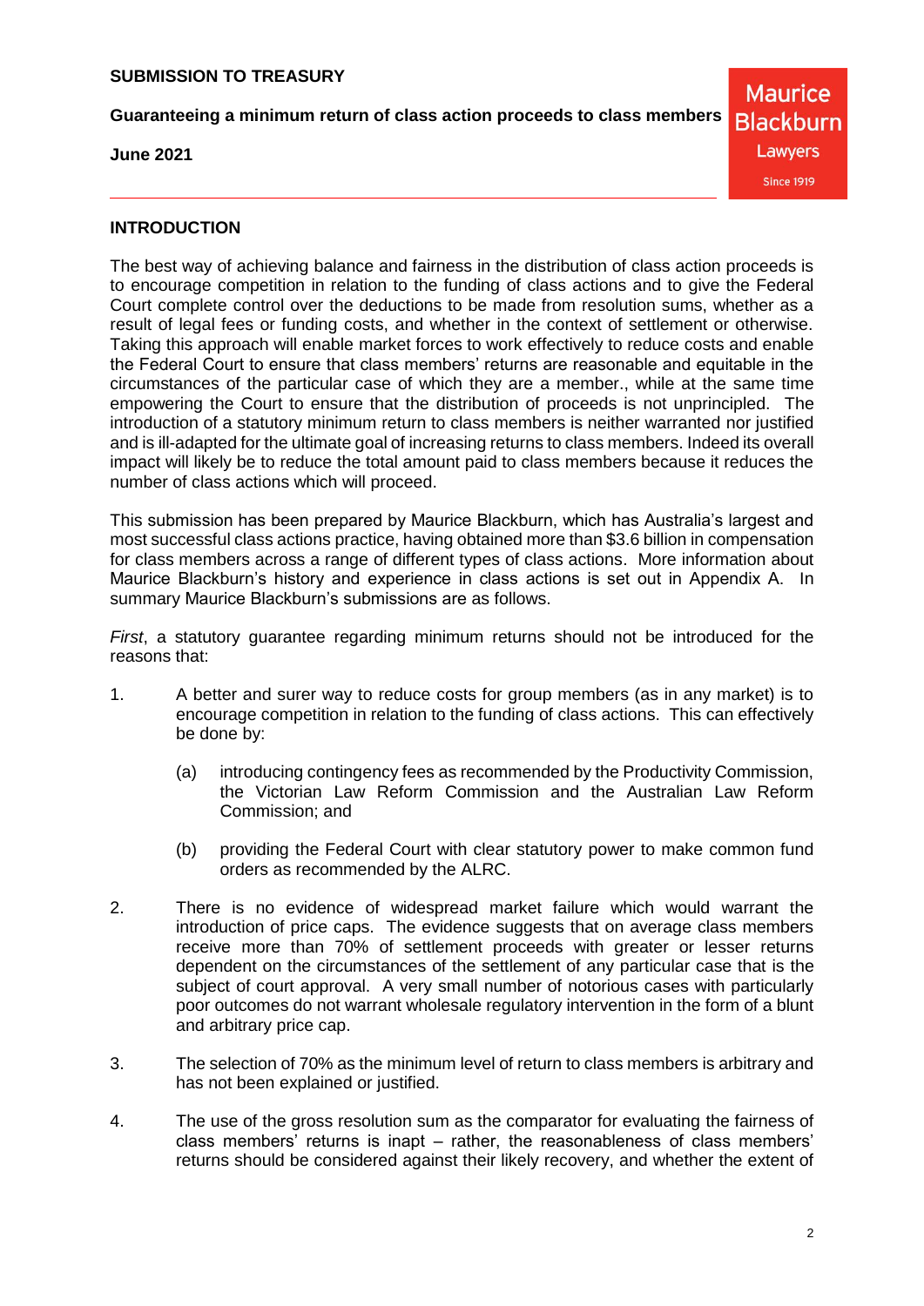**SUBMISSION TO TREASURY**

**Guaranteeing a minimum return of class action proceeds to class members**

**June 2021**

Maurice Blackburn Lawyers Since 1919

## INTRODUCTION

The best way of achieving balance and fairness in the distribution of class action proceeds is to encourage competition in relation to the funding of class actions and to give the Federal Court complete control over the deductions to be made from resolution sums, whether as a result of legal fees or funding costs, and whether in the context of settlement or otherwise. Taking this approach will enable market forces to work effectively to reduce costs and enable the Federal Court to ensure that class members' returns are reasonable and equitable in the circumstances of the particular case of which they are a member., while at the same time empowering the Court to ensure that the distribution of proceeds is not unprincipled. The introduction of a statutory minimum return to class members is neither warranted nor justified and is ill-adapted for the ultimate goal of increasing returns to class members. Indeed its overall impact will likely be to reduce the total amount paid to class members because it reduces the number of class actions which will proceed.

This submission has been prepared by Maurice Blackburn, which has Australia's largest and most successful class actions practice, having obtained more than $3.6 billion in compensation for class members across a range of different types of class actions. More information about Maurice Blackburn's history and experience in class actions is set out in Appendix A. In summary Maurice Blackburn's submissions are as follows.

*First*, a statutory guarantee regarding minimum returns should not be introduced for the reasons that:

1. A better and surer way to reduce costs for group members (as in any market) is to encourage competition in relation to the funding of class actions. This can effectively be done by:

   (a) introducing contingency fees as recommended by the Productivity Commission, the Victorian Law Reform Commission and the Australian Law Reform Commission; and

   (b) providing the Federal Court with clear statutory power to make common fund orders as recommended by the ALRC.

2. There is no evidence of widespread market failure which would warrant the introduction of price caps. The evidence suggests that on average class members receive more than 70% of settlement proceeds with greater or lesser returns dependent on the circumstances of the settlement of any particular case that is the subject of court approval. A very small number of notorious cases with particularly poor outcomes do not warrant wholesale regulatory intervention in the form of a blunt and arbitrary price cap.

3. The selection of 70% as the minimum level of return to class members is arbitrary and has not been explained or justified.

4. The use of the gross resolution sum as the comparator for evaluating the fairness of class members' returns is inapt – rather, the reasonableness of class members' returns should be considered against their likely recovery, and whether the extent of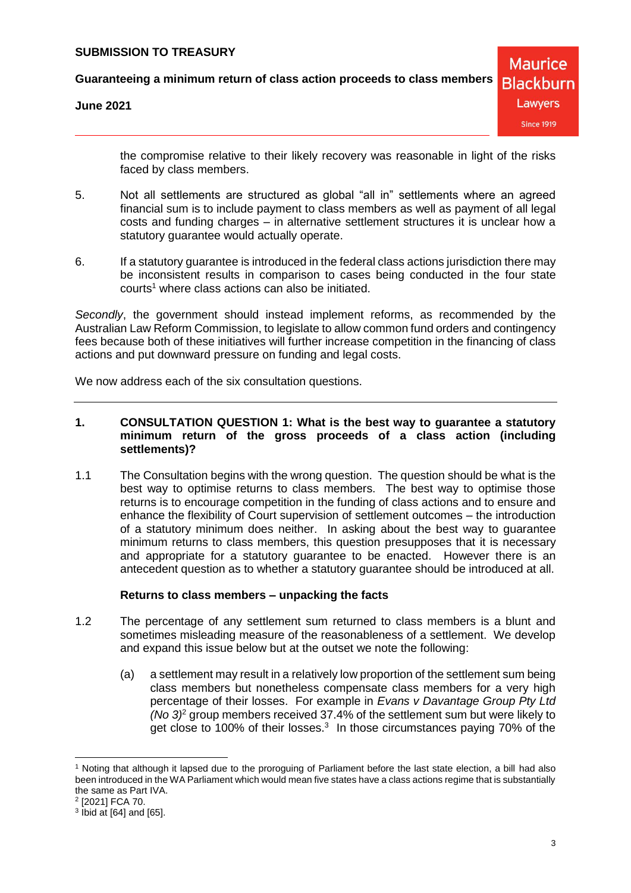the compromise relative to their likely recovery was reasonable in light of the risks faced by class members.

5. Not all settlements are structured as global "all in" settlements where an agreed financial sum is to include payment to class members as well as payment of all legal costs and funding charges – in alternative settlement structures it is unclear how a statutory guarantee would actually operate.

6. If a statutory guarantee is introduced in the federal class actions jurisdiction there may be inconsistent results in comparison to cases being conducted in the four state courts[1] where class actions can also be initiated.

*Secondly*, the government should instead implement reforms, as recommended by the Australian Law Reform Commission, to legislate to allow common fund orders and contingency fees because both of these initiatives will further increase competition in the financing of class actions and put downward pressure on funding and legal costs.

We now address each of the six consultation questions.

---

## 1. CONSULTATION QUESTION 1: What is the best way to guarantee a statutory minimum return of the gross proceeds of a class action (including settlements)?

1.1 The Consultation begins with the wrong question. The question should be what is the best way to optimise returns to class members. The best way to optimise those returns is to encourage competition in the funding of class actions and to ensure and enhance the flexibility of Court supervision of settlement outcomes – the introduction of a statutory minimum does neither. In asking about the best way to guarantee minimum returns to class members, this question presupposes that it is necessary and appropriate for a statutory guarantee to be enacted. However there is an antecedent question as to whether a statutory guarantee should be introduced at all.

### Returns to class members – unpacking the facts

1.2 The percentage of any settlement sum returned to class members is a blunt and sometimes misleading measure of the reasonableness of a settlement. We develop and expand this issue below but at the outset we note the following:

(a) a settlement may result in a relatively low proportion of the settlement sum being class members but nonetheless compensate class members for a very high percentage of their losses. For example in *Evans v Davantage Group Pty Ltd (No 3)*[2] group members received 37.4% of the settlement sum but were likely to get close to 100% of their losses.[3] In those circumstances paying 70% of the

---

[1] Noting that although it lapsed due to the proroguing of Parliament before the last state election, a bill had also been introduced in the WA Parliament which would mean five states have a class actions regime that is substantially the same as Part IVA.

[2] [2021] FCA 70.

[3] Ibid at [64] and [65].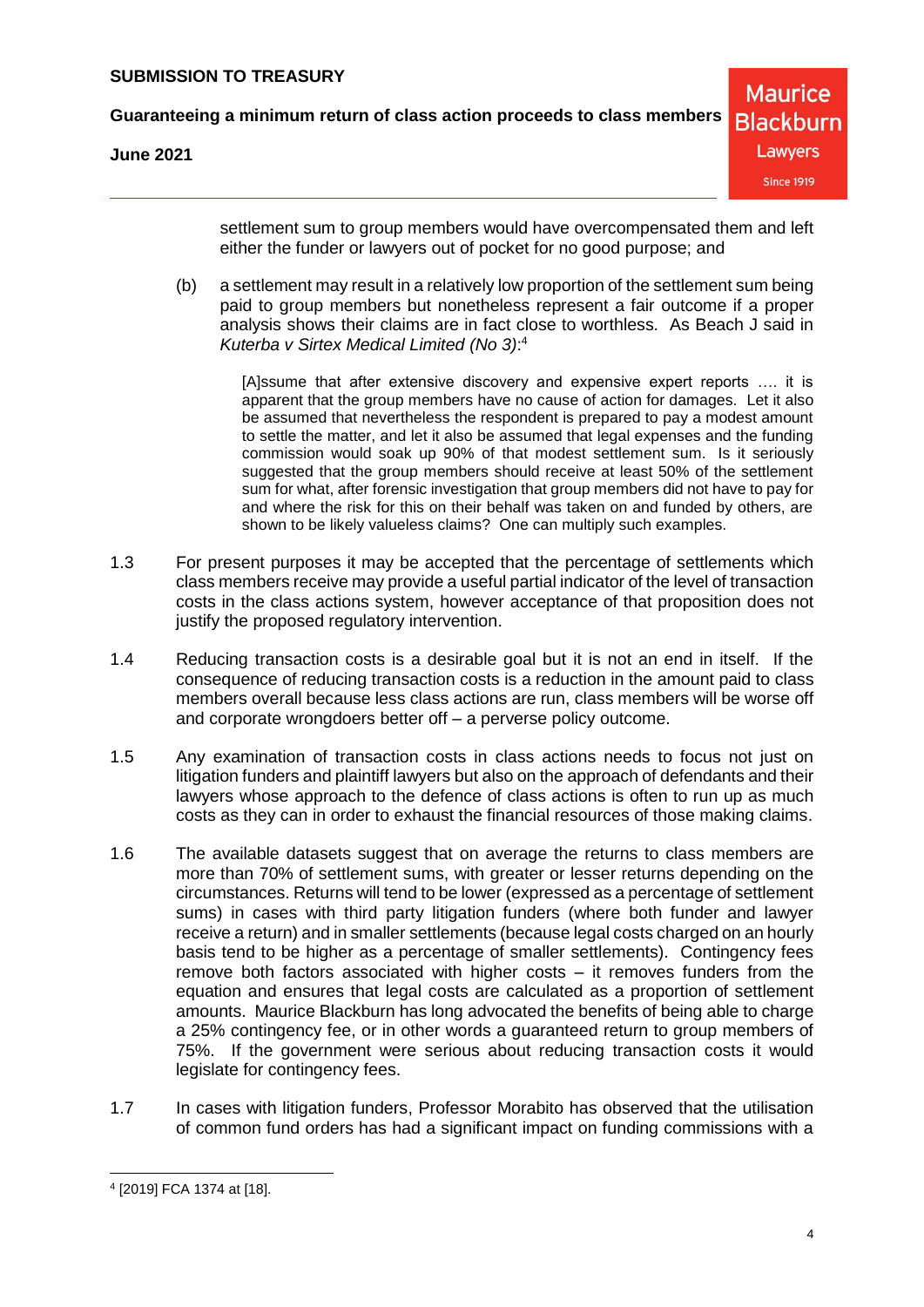settlement sum to group members would have overcompensated them and left either the funder or lawyers out of pocket for no good purpose; and

(b) a settlement may result in a relatively low proportion of the settlement sum being paid to group members but nonetheless represent a fair outcome if a proper analysis shows their claims are in fact close to worthless. As Beach J said in *Kuterba v Sirtex Medical Limited (No 3)*:[4]

> [A]ssume that after extensive discovery and expensive expert reports …. it is apparent that the group members have no cause of action for damages. Let it also be assumed that nevertheless the respondent is prepared to pay a modest amount to settle the matter, and let it also be assumed that legal expenses and the funding commission would soak up 90% of that modest settlement sum. Is it seriously suggested that the group members should receive at least 50% of the settlement sum for what, after forensic investigation that group members did not have to pay for and where the risk for this on their behalf was taken on and funded by others, are shown to be likely valueless claims? One can multiply such examples.

1.3 For present purposes it may be accepted that the percentage of settlements which class members receive may provide a useful partial indicator of the level of transaction costs in the class actions system, however acceptance of that proposition does not justify the proposed regulatory intervention.

1.4 Reducing transaction costs is a desirable goal but it is not an end in itself. If the consequence of reducing transaction costs is a reduction in the amount paid to class members overall because less class actions are run, class members will be worse off and corporate wrongdoers better off – a perverse policy outcome.

1.5 Any examination of transaction costs in class actions needs to focus not just on litigation funders and plaintiff lawyers but also on the approach of defendants and their lawyers whose approach to the defence of class actions is often to run up as much costs as they can in order to exhaust the financial resources of those making claims.

1.6 The available datasets suggest that on average the returns to class members are more than 70% of settlement sums, with greater or lesser returns depending on the circumstances. Returns will tend to be lower (expressed as a percentage of settlement sums) in cases with third party litigation funders (where both funder and lawyer receive a return) and in smaller settlements (because legal costs charged on an hourly basis tend to be higher as a percentage of smaller settlements). Contingency fees remove both factors associated with higher costs – it removes funders from the equation and ensures that legal costs are calculated as a proportion of settlement amounts. Maurice Blackburn has long advocated the benefits of being able to charge a 25% contingency fee, or in other words a guaranteed return to group members of 75%. If the government were serious about reducing transaction costs it would legislate for contingency fees.

1.7 In cases with litigation funders, Professor Morabito has observed that the utilisation of common fund orders has had a significant impact on funding commissions with a

[4] [2019] FCA 1374 at [18].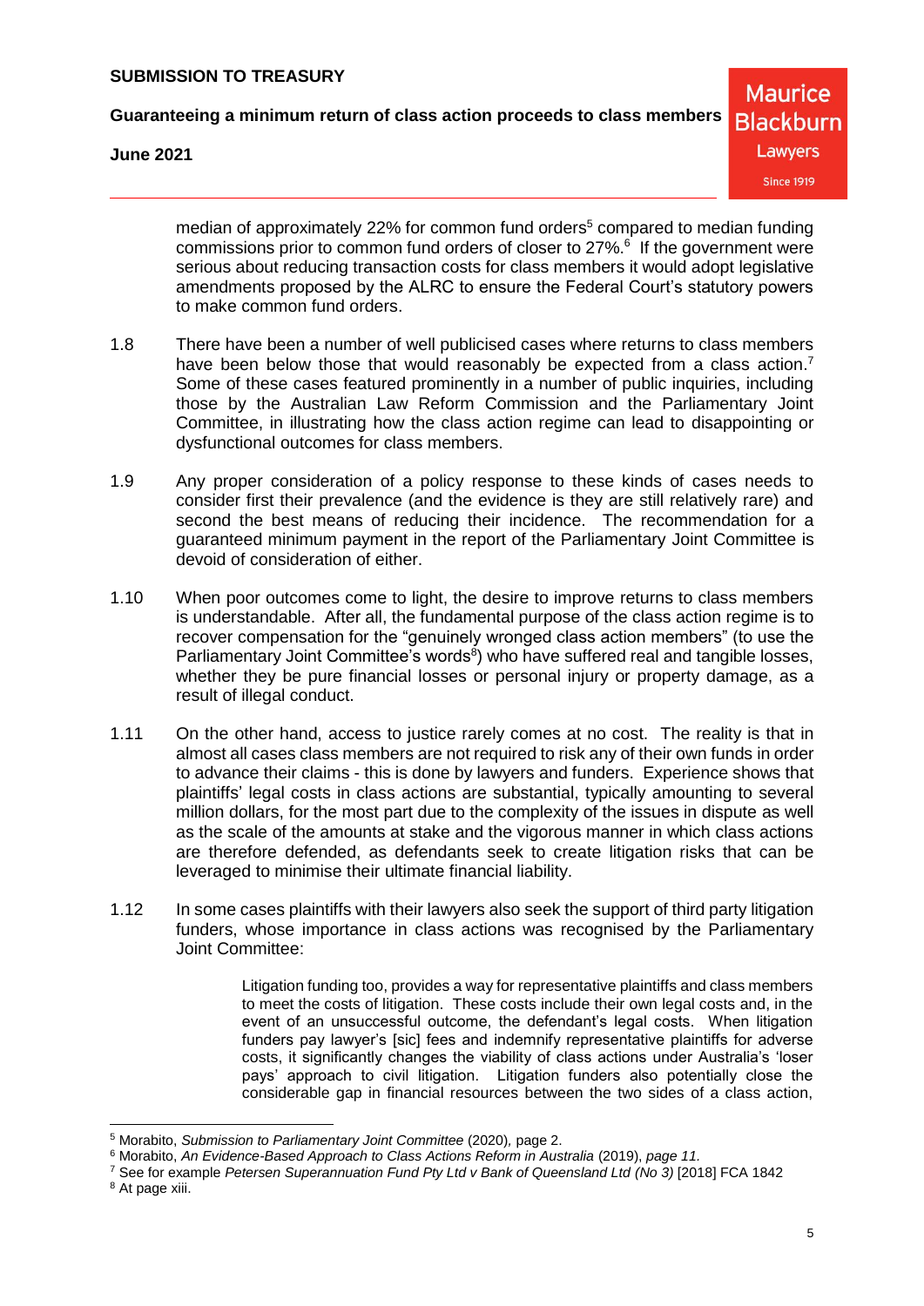median of approximately 22% for common fund orders[5] compared to median funding commissions prior to common fund orders of closer to 27%.[6] If the government were serious about reducing transaction costs for class members it would adopt legislative amendments proposed by the ALRC to ensure the Federal Court's statutory powers to make common fund orders.

1.8 There have been a number of well publicised cases where returns to class members have been below those that would reasonably be expected from a class action.[7] Some of these cases featured prominently in a number of public inquiries, including those by the Australian Law Reform Commission and the Parliamentary Joint Committee, in illustrating how the class action regime can lead to disappointing or dysfunctional outcomes for class members.

1.9 Any proper consideration of a policy response to these kinds of cases needs to consider first their prevalence (and the evidence is they are still relatively rare) and second the best means of reducing their incidence. The recommendation for a guaranteed minimum payment in the report of the Parliamentary Joint Committee is devoid of consideration of either.

1.10 When poor outcomes come to light, the desire to improve returns to class members is understandable. After all, the fundamental purpose of the class action regime is to recover compensation for the "genuinely wronged class action members" (to use the Parliamentary Joint Committee's words[8]) who have suffered real and tangible losses, whether they be pure financial losses or personal injury or property damage, as a result of illegal conduct.

1.11 On the other hand, access to justice rarely comes at no cost. The reality is that in almost all cases class members are not required to risk any of their own funds in order to advance their claims - this is done by lawyers and funders. Experience shows that plaintiffs' legal costs in class actions are substantial, typically amounting to several million dollars, for the most part due to the complexity of the issues in dispute as well as the scale of the amounts at stake and the vigorous manner in which class actions are therefore defended, as defendants seek to create litigation risks that can be leveraged to minimise their ultimate financial liability.

1.12 In some cases plaintiffs with their lawyers also seek the support of third party litigation funders, whose importance in class actions was recognised by the Parliamentary Joint Committee:

> Litigation funding too, provides a way for representative plaintiffs and class members to meet the costs of litigation. These costs include their own legal costs and, in the event of an unsuccessful outcome, the defendant's legal costs. When litigation funders pay lawyer's [sic] fees and indemnify representative plaintiffs for adverse costs, it significantly changes the viability of class actions under Australia's 'loser pays' approach to civil litigation. Litigation funders also potentially close the considerable gap in financial resources between the two sides of a class action,

---

[5] Morabito, *Submission to Parliamentary Joint Committee* (2020), page 2.

[6] Morabito, *An Evidence-Based Approach to Class Actions Reform in Australia* (2019), *page 11.*

[7] See for example *Petersen Superannuation Fund Pty Ltd v Bank of Queensland Ltd (No 3)* [2018] FCA 1842

[8] At page xiii.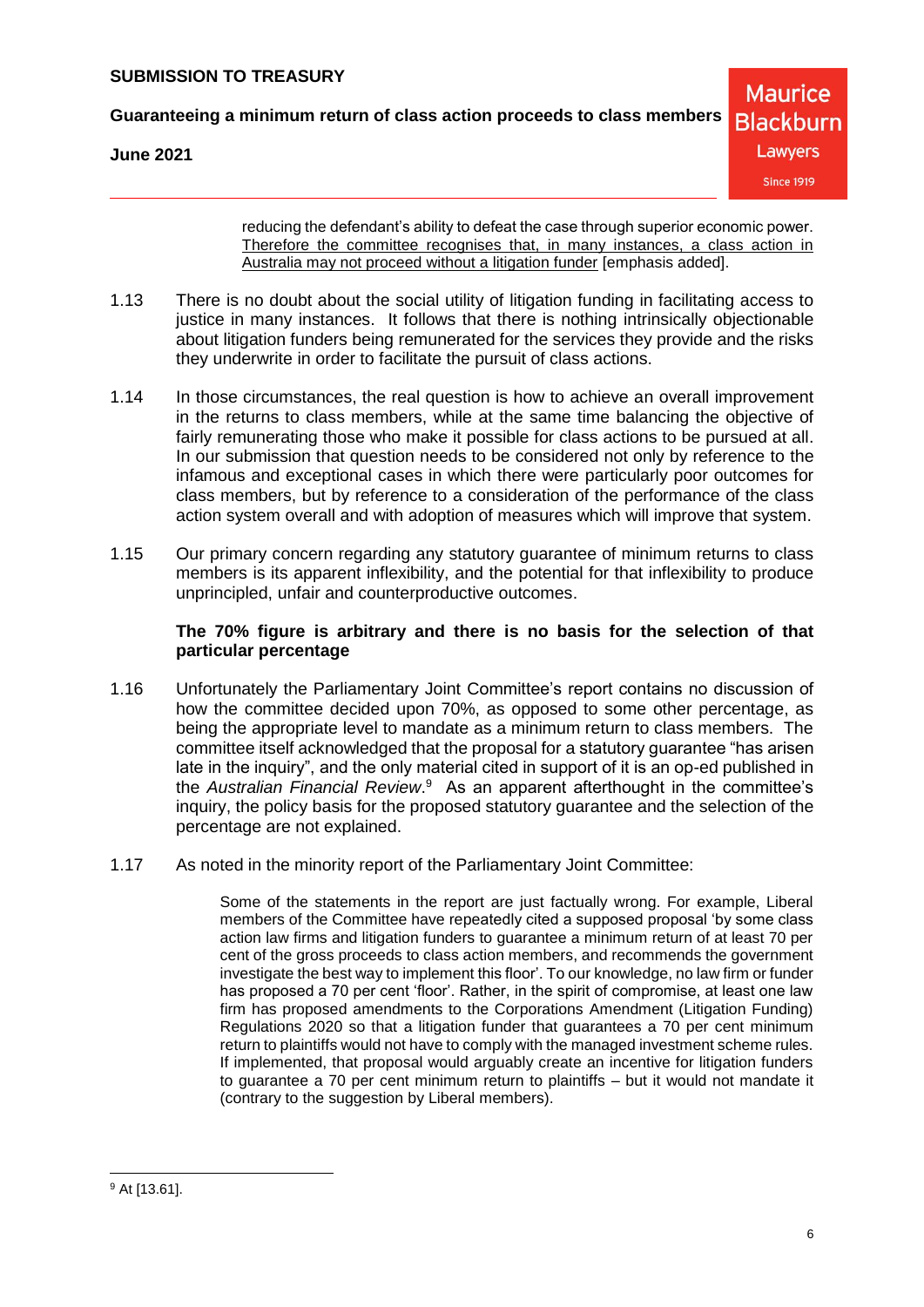> reducing the defendant's ability to defeat the case through superior economic power. Therefore the committee recognises that, in many instances, a class action in Australia may not proceed without a litigation funder [emphasis added].

1.13 There is no doubt about the social utility of litigation funding in facilitating access to justice in many instances. It follows that there is nothing intrinsically objectionable about litigation funders being remunerated for the services they provide and the risks they underwrite in order to facilitate the pursuit of class actions.

1.14 In those circumstances, the real question is how to achieve an overall improvement in the returns to class members, while at the same time balancing the objective of fairly remunerating those who make it possible for class actions to be pursued at all. In our submission that question needs to be considered not only by reference to the infamous and exceptional cases in which there were particularly poor outcomes for class members, but by reference to a consideration of the performance of the class action system overall and with adoption of measures which will improve that system.

1.15 Our primary concern regarding any statutory guarantee of minimum returns to class members is its apparent inflexibility, and the potential for that inflexibility to produce unprincipled, unfair and counterproductive outcomes.

**The 70% figure is arbitrary and there is no basis for the selection of that particular percentage**

1.16 Unfortunately the Parliamentary Joint Committee's report contains no discussion of how the committee decided upon 70%, as opposed to some other percentage, as being the appropriate level to mandate as a minimum return to class members. The committee itself acknowledged that the proposal for a statutory guarantee "has arisen late in the inquiry", and the only material cited in support of it is an op-ed published in the *Australian Financial Review*.[9] As an apparent afterthought in the committee's inquiry, the policy basis for the proposed statutory guarantee and the selection of the percentage are not explained.

1.17 As noted in the minority report of the Parliamentary Joint Committee:

> Some of the statements in the report are just factually wrong. For example, Liberal members of the Committee have repeatedly cited a supposed proposal 'by some class action law firms and litigation funders to guarantee a minimum return of at least 70 per cent of the gross proceeds to class action members, and recommends the government investigate the best way to implement this floor'. To our knowledge, no law firm or funder has proposed a 70 per cent 'floor'. Rather, in the spirit of compromise, at least one law firm has proposed amendments to the Corporations Amendment (Litigation Funding) Regulations 2020 so that a litigation funder that guarantees a 70 per cent minimum return to plaintiffs would not have to comply with the managed investment scheme rules. If implemented, that proposal would arguably create an incentive for litigation funders to guarantee a 70 per cent minimum return to plaintiffs – but it would not mandate it (contrary to the suggestion by Liberal members).

---

[9] At [13.61].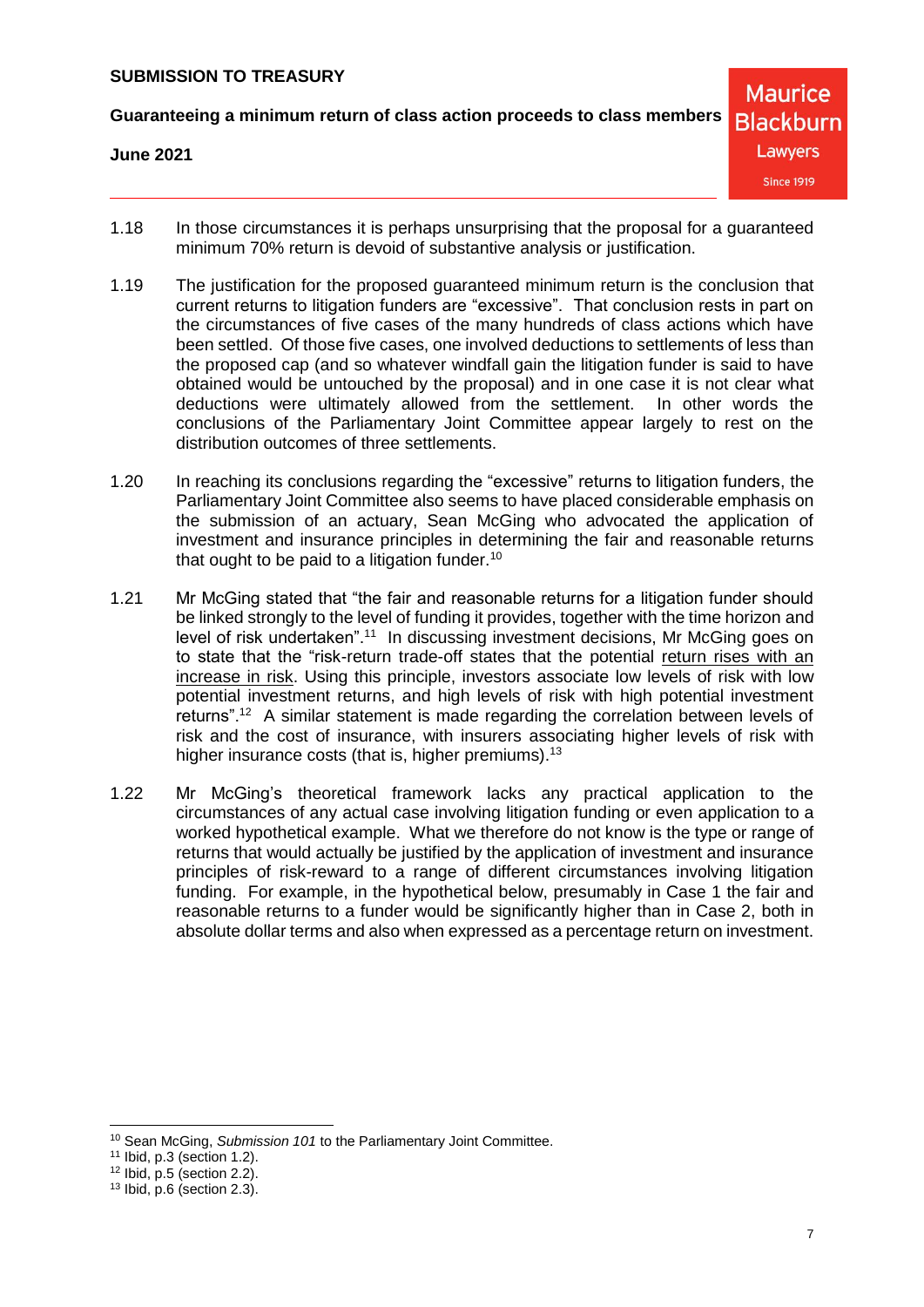1.18 In those circumstances it is perhaps unsurprising that the proposal for a guaranteed minimum 70% return is devoid of substantive analysis or justification.

1.19 The justification for the proposed guaranteed minimum return is the conclusion that current returns to litigation funders are "excessive". That conclusion rests in part on the circumstances of five cases of the many hundreds of class actions which have been settled. Of those five cases, one involved deductions to settlements of less than the proposed cap (and so whatever windfall gain the litigation funder is said to have obtained would be untouched by the proposal) and in one case it is not clear what deductions were ultimately allowed from the settlement. In other words the conclusions of the Parliamentary Joint Committee appear largely to rest on the distribution outcomes of three settlements.

1.20 In reaching its conclusions regarding the "excessive" returns to litigation funders, the Parliamentary Joint Committee also seems to have placed considerable emphasis on the submission of an actuary, Sean McGing who advocated the application of investment and insurance principles in determining the fair and reasonable returns that ought to be paid to a litigation funder.[10]

1.21 Mr McGing stated that "the fair and reasonable returns for a litigation funder should be linked strongly to the level of funding it provides, together with the time horizon and level of risk undertaken".[11] In discussing investment decisions, Mr McGing goes on to state that the "risk-return trade-off states that the potential return rises with an increase in risk. Using this principle, investors associate low levels of risk with low potential investment returns, and high levels of risk with high potential investment returns".[12] A similar statement is made regarding the correlation between levels of risk and the cost of insurance, with insurers associating higher levels of risk with higher insurance costs (that is, higher premiums).[13]

1.22 Mr McGing's theoretical framework lacks any practical application to the circumstances of any actual case involving litigation funding or even application to a worked hypothetical example. What we therefore do not know is the type or range of returns that would actually be justified by the application of investment and insurance principles of risk-reward to a range of different circumstances involving litigation funding. For example, in the hypothetical below, presumably in Case 1 the fair and reasonable returns to a funder would be significantly higher than in Case 2, both in absolute dollar terms and also when expressed as a percentage return on investment.

---

[10] Sean McGing, *Submission 101* to the Parliamentary Joint Committee.

[11] Ibid, p.3 (section 1.2).

[12] Ibid, p.5 (section 2.2).

[13] Ibid, p.6 (section 2.3).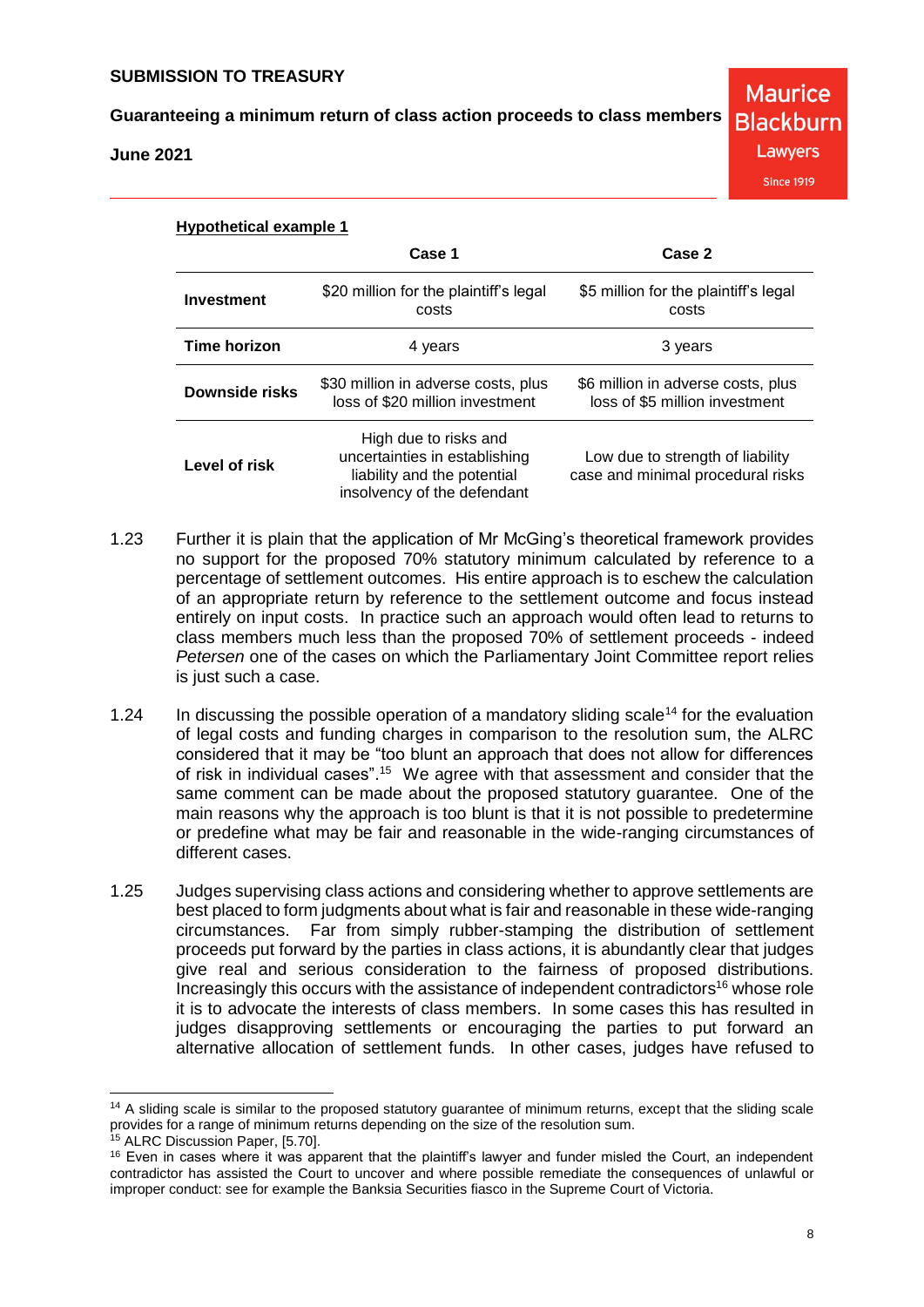**Hypothetical example 1**

| | Case 1 | Case 2 |
|---|---|---|
| **Investment** | $20 million for the plaintiff's legal costs | $5 million for the plaintiff's legal costs |
| **Time horizon** | 4 years | 3 years |
| **Downside risks** | $30 million in adverse costs, plus loss of $20 million investment | $6 million in adverse costs, plus loss of $5 million investment |
| **Level of risk** | High due to risks and uncertainties in establishing liability and the potential insolvency of the defendant | Low due to strength of liability case and minimal procedural risks |

1.23 Further it is plain that the application of Mr McGing's theoretical framework provides no support for the proposed 70% statutory minimum calculated by reference to a percentage of settlement outcomes. His entire approach is to eschew the calculation of an appropriate return by reference to the settlement outcome and focus instead entirely on input costs. In practice such an approach would often lead to returns to class members much less than the proposed 70% of settlement proceeds - indeed *Petersen* one of the cases on which the Parliamentary Joint Committee report relies is just such a case.

1.24 In discussing the possible operation of a mandatory sliding scale[14] for the evaluation of legal costs and funding charges in comparison to the resolution sum, the ALRC considered that it may be "too blunt an approach that does not allow for differences of risk in individual cases".[15] We agree with that assessment and consider that the same comment can be made about the proposed statutory guarantee. One of the main reasons why the approach is too blunt is that it is not possible to predetermine or predefine what may be fair and reasonable in the wide-ranging circumstances of different cases.

1.25 Judges supervising class actions and considering whether to approve settlements are best placed to form judgments about what is fair and reasonable in these wide-ranging circumstances. Far from simply rubber-stamping the distribution of settlement proceeds put forward by the parties in class actions, it is abundantly clear that judges give real and serious consideration to the fairness of proposed distributions. Increasingly this occurs with the assistance of independent contradictors[16] whose role it is to advocate the interests of class members. In some cases this has resulted in judges disapproving settlements or encouraging the parties to put forward an alternative allocation of settlement funds. In other cases, judges have refused to

---

[14] A sliding scale is similar to the proposed statutory guarantee of minimum returns, except that the sliding scale provides for a range of minimum returns depending on the size of the resolution sum.

[15] ALRC Discussion Paper, [5.70].

[16] Even in cases where it was apparent that the plaintiff's lawyer and funder misled the Court, an independent contradictor has assisted the Court to uncover and where possible remediate the consequences of unlawful or improper conduct: see for example the Banksia Securities fiasco in the Supreme Court of Victoria.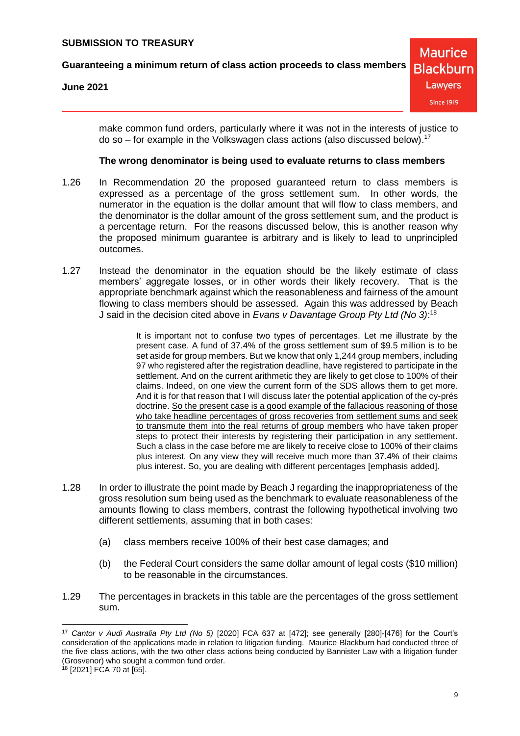make common fund orders, particularly where it was not in the interests of justice to do so – for example in the Volkswagen class actions (also discussed below).[17]

**The wrong denominator is being used to evaluate returns to class members**

1.26 In Recommendation 20 the proposed guaranteed return to class members is expressed as a percentage of the gross settlement sum. In other words, the numerator in the equation is the dollar amount that will flow to class members, and the denominator is the dollar amount of the gross settlement sum, and the product is a percentage return. For the reasons discussed below, this is another reason why the proposed minimum guarantee is arbitrary and is likely to lead to unprincipled outcomes.

1.27 Instead the denominator in the equation should be the likely estimate of class members' aggregate losses, or in other words their likely recovery. That is the appropriate benchmark against which the reasonableness and fairness of the amount flowing to class members should be assessed. Again this was addressed by Beach J said in the decision cited above in *Evans v Davantage Group Pty Ltd (No 3)*:[18]

> It is important not to confuse two types of percentages. Let me illustrate by the present case. A fund of 37.4% of the gross settlement sum of $9.5 million is to be set aside for group members. But we know that only 1,244 group members, including 97 who registered after the registration deadline, have registered to participate in the settlement. And on the current arithmetic they are likely to get close to 100% of their claims. Indeed, on one view the current form of the SDS allows them to get more. And it is for that reason that I will discuss later the potential application of the cy-prés doctrine. So the present case is a good example of the fallacious reasoning of those who take headline percentages of gross recoveries from settlement sums and seek to transmute them into the real returns of group members who have taken proper steps to protect their interests by registering their participation in any settlement. Such a class in the case before me are likely to receive close to 100% of their claims plus interest. On any view they will receive much more than 37.4% of their claims plus interest. So, you are dealing with different percentages [emphasis added].

1.28 In order to illustrate the point made by Beach J regarding the inappropriateness of the gross resolution sum being used as the benchmark to evaluate reasonableness of the amounts flowing to class members, contrast the following hypothetical involving two different settlements, assuming that in both cases:

(a) class members receive 100% of their best case damages; and

(b) the Federal Court considers the same dollar amount of legal costs ($10 million) to be reasonable in the circumstances.

1.29 The percentages in brackets in this table are the percentages of the gross settlement sum.

---

[17] *Cantor v Audi Australia Pty Ltd (No 5)* [2020] FCA 637 at [472]; see generally [280]-[476] for the Court's consideration of the applications made in relation to litigation funding. Maurice Blackburn had conducted three of the five class actions, with the two other class actions being conducted by Bannister Law with a litigation funder (Grosvenor) who sought a common fund order.

[18] [2021] FCA 70 at [65].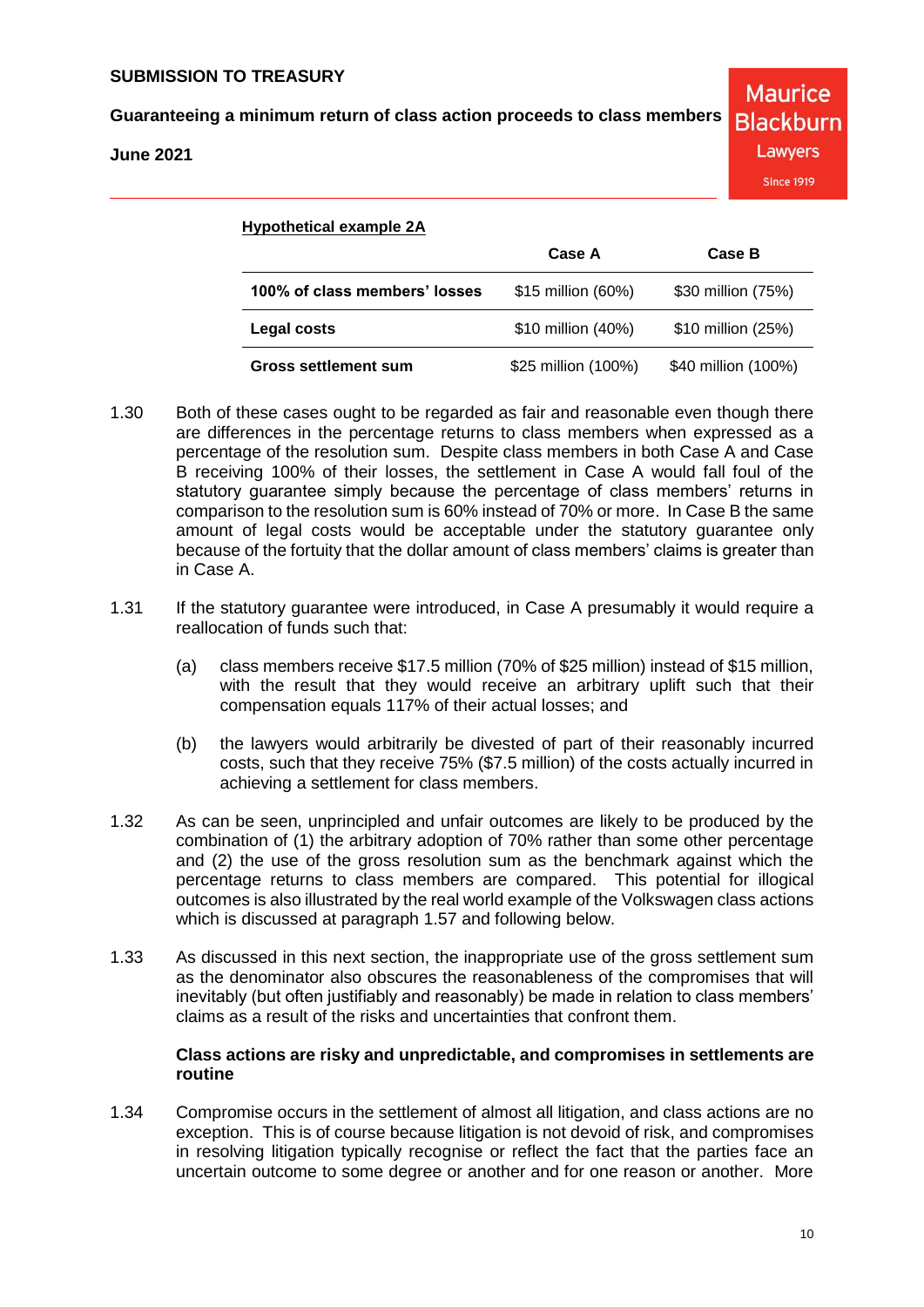**Hypothetical example 2A**

| | Case A | Case B |
|---|---|---|
| **100% of class members' losses** | \$15 million (60%) | \$30 million (75%) |
| **Legal costs** | \$10 million (40%) | \$10 million (25%) |
| **Gross settlement sum** | \$25 million (100%) | \$40 million (100%) |

1.30 Both of these cases ought to be regarded as fair and reasonable even though there are differences in the percentage returns to class members when expressed as a percentage of the resolution sum. Despite class members in both Case A and Case B receiving 100% of their losses, the settlement in Case A would fall foul of the statutory guarantee simply because the percentage of class members' returns in comparison to the resolution sum is 60% instead of 70% or more. In Case B the same amount of legal costs would be acceptable under the statutory guarantee only because of the fortuity that the dollar amount of class members' claims is greater than in Case A.

1.31 If the statutory guarantee were introduced, in Case A presumably it would require a reallocation of funds such that:

(a) class members receive \$17.5 million (70% of \$25 million) instead of \$15 million, with the result that they would receive an arbitrary uplift such that their compensation equals 117% of their actual losses; and

(b) the lawyers would arbitrarily be divested of part of their reasonably incurred costs, such that they receive 75% (\$7.5 million) of the costs actually incurred in achieving a settlement for class members.

1.32 As can be seen, unprincipled and unfair outcomes are likely to be produced by the combination of (1) the arbitrary adoption of 70% rather than some other percentage and (2) the use of the gross resolution sum as the benchmark against which the percentage returns to class members are compared. This potential for illogical outcomes is also illustrated by the real world example of the Volkswagen class actions which is discussed at paragraph 1.57 and following below.

1.33 As discussed in this next section, the inappropriate use of the gross settlement sum as the denominator also obscures the reasonableness of the compromises that will inevitably (but often justifiably and reasonably) be made in relation to class members' claims as a result of the risks and uncertainties that confront them.

**Class actions are risky and unpredictable, and compromises in settlements are routine**

1.34 Compromise occurs in the settlement of almost all litigation, and class actions are no exception. This is of course because litigation is not devoid of risk, and compromises in resolving litigation typically recognise or reflect the fact that the parties face an uncertain outcome to some degree or another and for one reason or another. More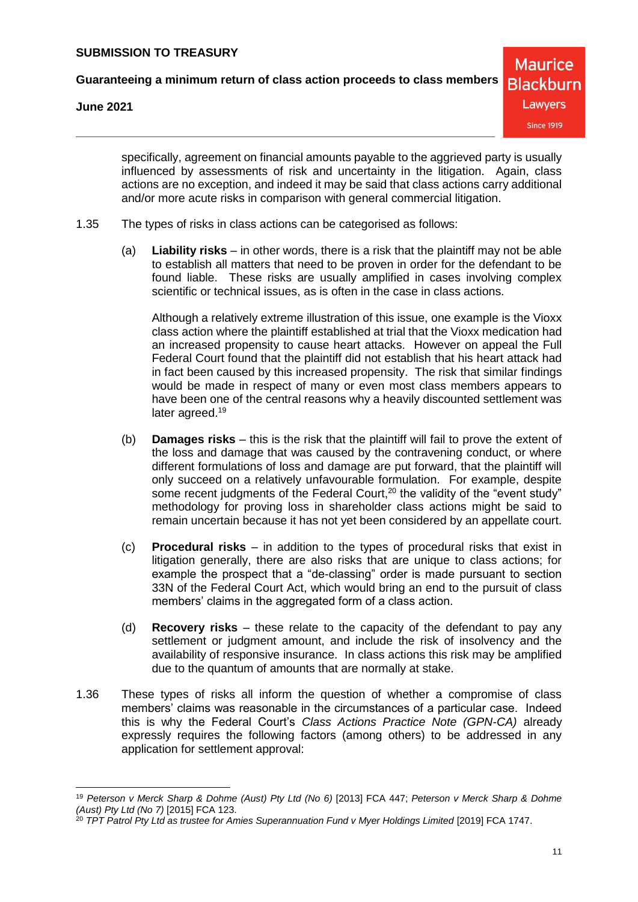specifically, agreement on financial amounts payable to the aggrieved party is usually influenced by assessments of risk and uncertainty in the litigation. Again, class actions are no exception, and indeed it may be said that class actions carry additional and/or more acute risks in comparison with general commercial litigation.

1.35 The types of risks in class actions can be categorised as follows:

(a) **Liability risks** – in other words, there is a risk that the plaintiff may not be able to establish all matters that need to be proven in order for the defendant to be found liable. These risks are usually amplified in cases involving complex scientific or technical issues, as is often in the case in class actions.

Although a relatively extreme illustration of this issue, one example is the Vioxx class action where the plaintiff established at trial that the Vioxx medication had an increased propensity to cause heart attacks. However on appeal the Full Federal Court found that the plaintiff did not establish that his heart attack had in fact been caused by this increased propensity. The risk that similar findings would be made in respect of many or even most class members appears to have been one of the central reasons why a heavily discounted settlement was later agreed.[19]

(b) **Damages risks** – this is the risk that the plaintiff will fail to prove the extent of the loss and damage that was caused by the contravening conduct, or where different formulations of loss and damage are put forward, that the plaintiff will only succeed on a relatively unfavourable formulation. For example, despite some recent judgments of the Federal Court,[20] the validity of the "event study" methodology for proving loss in shareholder class actions might be said to remain uncertain because it has not yet been considered by an appellate court.

(c) **Procedural risks** – in addition to the types of procedural risks that exist in litigation generally, there are also risks that are unique to class actions; for example the prospect that a "de-classing" order is made pursuant to section 33N of the Federal Court Act, which would bring an end to the pursuit of class members' claims in the aggregated form of a class action.

(d) **Recovery risks** – these relate to the capacity of the defendant to pay any settlement or judgment amount, and include the risk of insolvency and the availability of responsive insurance. In class actions this risk may be amplified due to the quantum of amounts that are normally at stake.

1.36 These types of risks all inform the question of whether a compromise of class members' claims was reasonable in the circumstances of a particular case. Indeed this is why the Federal Court's *Class Actions Practice Note (GPN-CA)* already expressly requires the following factors (among others) to be addressed in any application for settlement approval:

---

[19] *Peterson v Merck Sharp & Dohme (Aust) Pty Ltd (No 6)* [2013] FCA 447; *Peterson v Merck Sharp & Dohme (Aust) Pty Ltd (No 7)* [2015] FCA 123.

[20] *TPT Patrol Pty Ltd as trustee for Amies Superannuation Fund v Myer Holdings Limited* [2019] FCA 1747.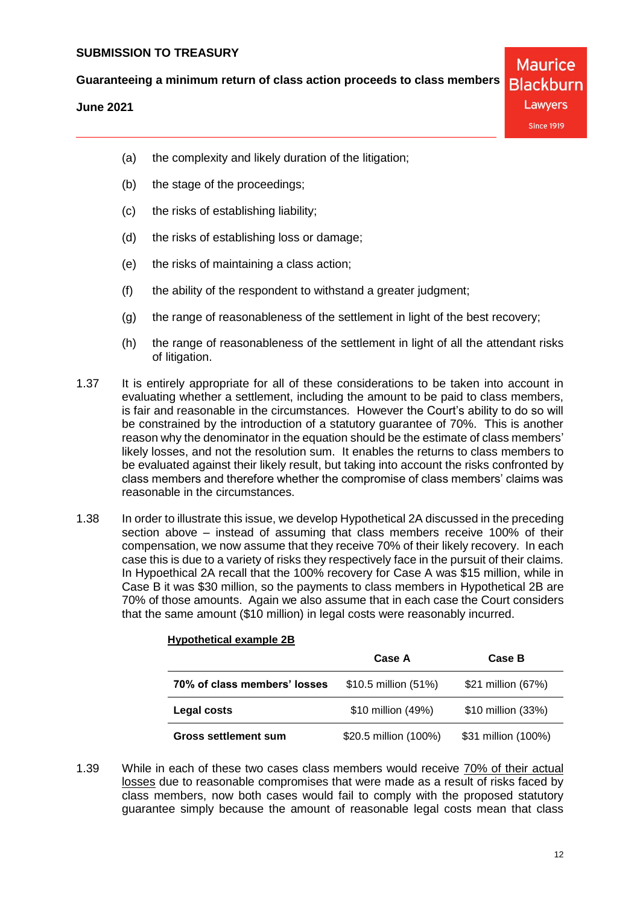(a) the complexity and likely duration of the litigation;

(b) the stage of the proceedings;

(c) the risks of establishing liability;

(d) the risks of establishing loss or damage;

(e) the risks of maintaining a class action;

(f) the ability of the respondent to withstand a greater judgment;

(g) the range of reasonableness of the settlement in light of the best recovery;

(h) the range of reasonableness of the settlement in light of all the attendant risks of litigation.

1.37 It is entirely appropriate for all of these considerations to be taken into account in evaluating whether a settlement, including the amount to be paid to class members, is fair and reasonable in the circumstances. However the Court's ability to do so will be constrained by the introduction of a statutory guarantee of 70%. This is another reason why the denominator in the equation should be the estimate of class members' likely losses, and not the resolution sum. It enables the returns to class members to be evaluated against their likely result, but taking into account the risks confronted by class members and therefore whether the compromise of class members' claims was reasonable in the circumstances.

1.38 In order to illustrate this issue, we develop Hypothetical 2A discussed in the preceding section above – instead of assuming that class members receive 100% of their compensation, we now assume that they receive 70% of their likely recovery. In each case this is due to a variety of risks they respectively face in the pursuit of their claims. In Hypothetical 2A recall that the 100% recovery for Case A was $15 million, while in Case B it was $30 million, so the payments to class members in Hypothetical 2B are 70% of those amounts. Again we also assume that in each case the Court considers that the same amount ($10 million) in legal costs were reasonably incurred.

**Hypothetical example 2B**

| | Case A | Case B |
|---|---|---|
| **70% of class members' losses** | $10.5 million (51%) | $21 million (67%) |
| **Legal costs** | $10 million (49%) | $10 million (33%) |
| **Gross settlement sum** | $20.5 million (100%) | $31 million (100%) |

1.39 While in each of these two cases class members would receive 70% of their actual losses due to reasonable compromises that were made as a result of risks faced by class members, now both cases would fail to comply with the proposed statutory guarantee simply because the amount of reasonable legal costs mean that class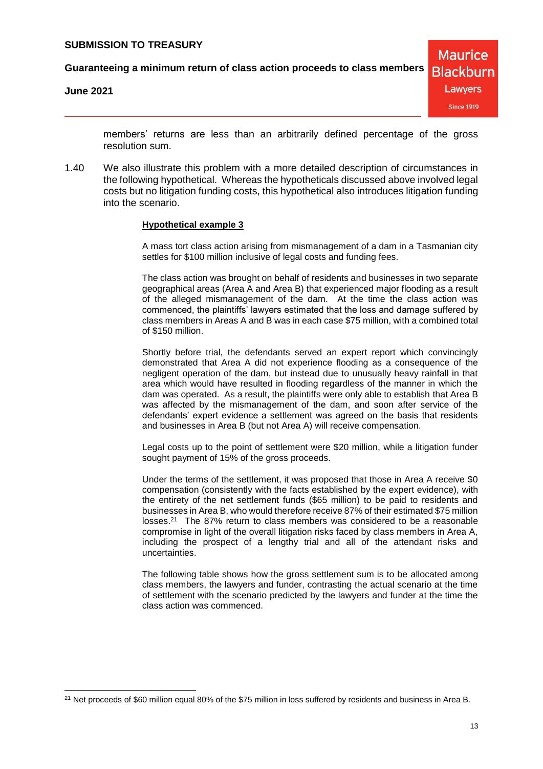members' returns are less than an arbitrarily defined percentage of the gross resolution sum.

1.40 We also illustrate this problem with a more detailed description of circumstances in the following hypothetical. Whereas the hypotheticals discussed above involved legal costs but no litigation funding costs, this hypothetical also introduces litigation funding into the scenario.

**Hypothetical example 3**

A mass tort class action arising from mismanagement of a dam in a Tasmanian city settles for $100 million inclusive of legal costs and funding fees.

The class action was brought on behalf of residents and businesses in two separate geographical areas (Area A and Area B) that experienced major flooding as a result of the alleged mismanagement of the dam. At the time the class action was commenced, the plaintiffs' lawyers estimated that the loss and damage suffered by class members in Areas A and B was in each case $75 million, with a combined total of $150 million.

Shortly before trial, the defendants served an expert report which convincingly demonstrated that Area A did not experience flooding as a consequence of the negligent operation of the dam, but instead due to unusually heavy rainfall in that area which would have resulted in flooding regardless of the manner in which the dam was operated. As a result, the plaintiffs were only able to establish that Area B was affected by the mismanagement of the dam, and soon after service of the defendants' expert evidence a settlement was agreed on the basis that residents and businesses in Area B (but not Area A) will receive compensation.

Legal costs up to the point of settlement were $20 million, while a litigation funder sought payment of 15% of the gross proceeds.

Under the terms of the settlement, it was proposed that those in Area A receive $0 compensation (consistently with the facts established by the expert evidence), with the entirety of the net settlement funds ($65 million) to be paid to residents and businesses in Area B, who would therefore receive 87% of their estimated $75 million losses.[21] The 87% return to class members was considered to be a reasonable compromise in light of the overall litigation risks faced by class members in Area A, including the prospect of a lengthy trial and all of the attendant risks and uncertainties.

The following table shows how the gross settlement sum is to be allocated among class members, the lawyers and funder, contrasting the actual scenario at the time of settlement with the scenario predicted by the lawyers and funder at the time the class action was commenced.

---

[21] Net proceeds of $60 million equal 80% of the $75 million in loss suffered by residents and business in Area B.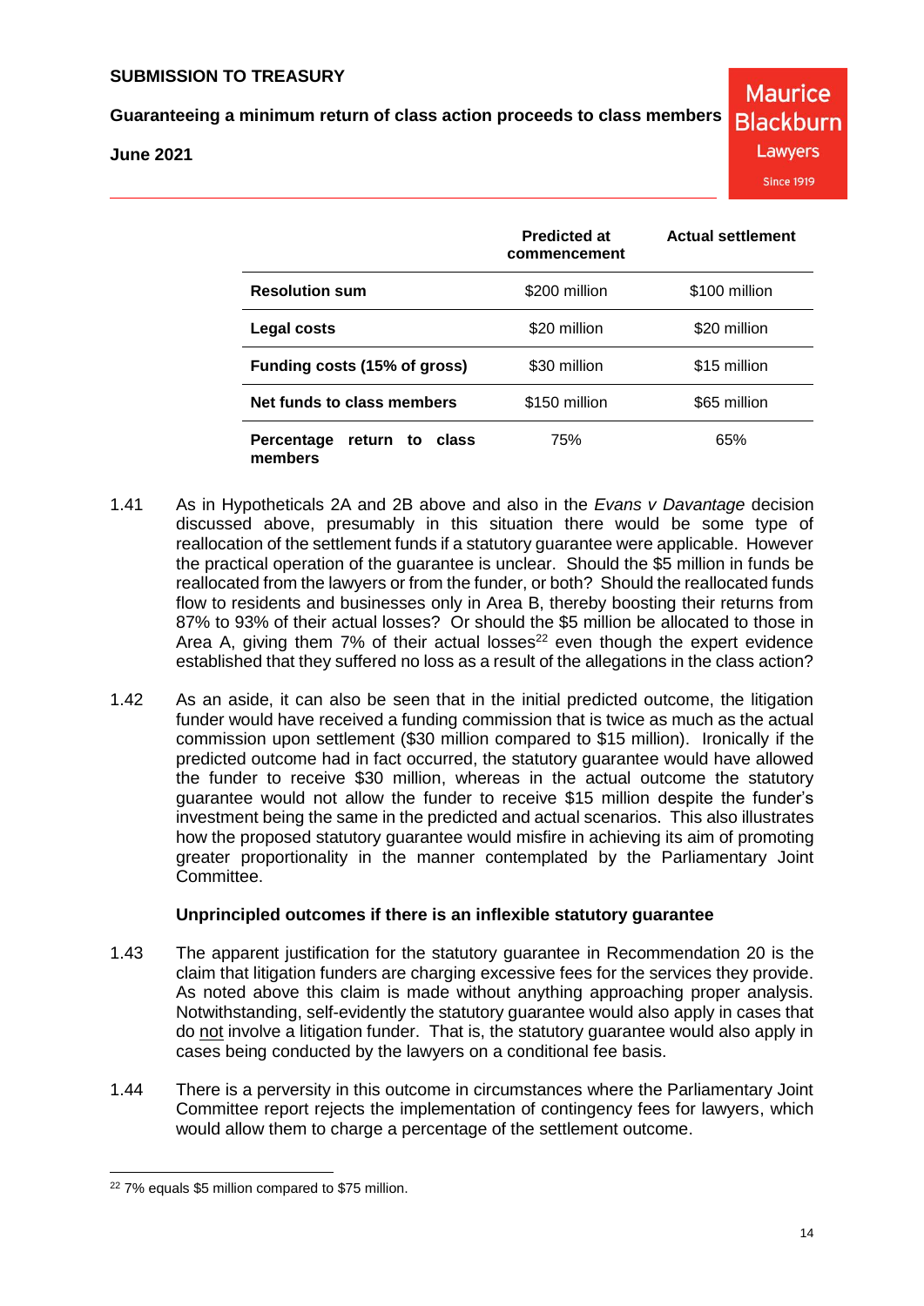| | Predicted at commencement | Actual settlement |
|---|---|---|
| **Resolution sum** | $200 million | $100 million |
| **Legal costs** | $20 million | $20 million |
| **Funding costs (15% of gross)** | $30 million | $15 million |
| **Net funds to class members** | $150 million | $65 million |
| **Percentage return to class members** | 75% | 65% |

1.41 As in Hypotheticals 2A and 2B above and also in the *Evans v Davantage* decision discussed above, presumably in this situation there would be some type of reallocation of the settlement funds if a statutory guarantee were applicable. However the practical operation of the guarantee is unclear. Should the $5 million in funds be reallocated from the lawyers or from the funder, or both? Should the reallocated funds flow to residents and businesses only in Area B, thereby boosting their returns from 87% to 93% of their actual losses? Or should the $5 million be allocated to those in Area A, giving them 7% of their actual losses[22] even though the expert evidence established that they suffered no loss as a result of the allegations in the class action?

1.42 As an aside, it can also be seen that in the initial predicted outcome, the litigation funder would have received a funding commission that is twice as much as the actual commission upon settlement ($30 million compared to $15 million). Ironically if the predicted outcome had in fact occurred, the statutory guarantee would have allowed the funder to receive $30 million, whereas in the actual outcome the statutory guarantee would not allow the funder to receive $15 million despite the funder's investment being the same in the predicted and actual scenarios. This also illustrates how the proposed statutory guarantee would misfire in achieving its aim of promoting greater proportionality in the manner contemplated by the Parliamentary Joint Committee.

### Unprincipled outcomes if there is an inflexible statutory guarantee

1.43 The apparent justification for the statutory guarantee in Recommendation 20 is the claim that litigation funders are charging excessive fees for the services they provide. As noted above this claim is made without anything approaching proper analysis. Notwithstanding, self-evidently the statutory guarantee would also apply in cases that do not involve a litigation funder. That is, the statutory guarantee would also apply in cases being conducted by the lawyers on a conditional fee basis.

1.44 There is a perversity in this outcome in circumstances where the Parliamentary Joint Committee report rejects the implementation of contingency fees for lawyers, which would allow them to charge a percentage of the settlement outcome.

[22] 7% equals $5 million compared to $75 million.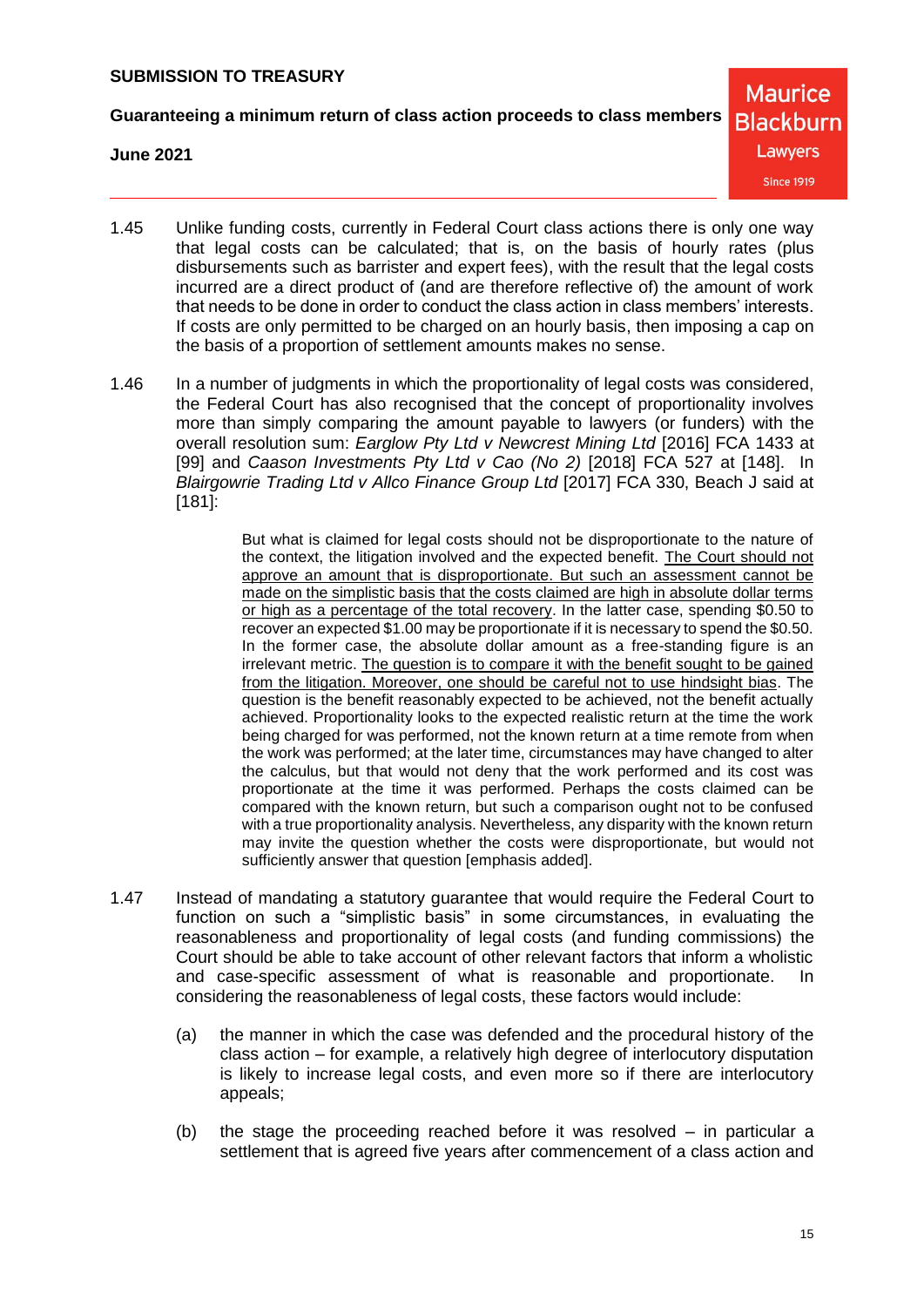1.45 Unlike funding costs, currently in Federal Court class actions there is only one way that legal costs can be calculated; that is, on the basis of hourly rates (plus disbursements such as barrister and expert fees), with the result that the legal costs incurred are a direct product of (and are therefore reflective of) the amount of work that needs to be done in order to conduct the class action in class members' interests. If costs are only permitted to be charged on an hourly basis, then imposing a cap on the basis of a proportion of settlement amounts makes no sense.

1.46 In a number of judgments in which the proportionality of legal costs was considered, the Federal Court has also recognised that the concept of proportionality involves more than simply comparing the amount payable to lawyers (or funders) with the overall resolution sum: *Earglow Pty Ltd v Newcrest Mining Ltd* [2016] FCA 1433 at [99] and *Caason Investments Pty Ltd v Cao (No 2)* [2018] FCA 527 at [148]. In *Blairgowrie Trading Ltd v Allco Finance Group Ltd* [2017] FCA 330, Beach J said at [181]:

> But what is claimed for legal costs should not be disproportionate to the nature of the context, the litigation involved and the expected benefit. <u>The Court should not approve an amount that is disproportionate. But such an assessment cannot be made on the simplistic basis that the costs claimed are high in absolute dollar terms or high as a percentage of the total recovery</u>. In the latter case, spending $0.50 to recover an expected $1.00 may be proportionate if it is necessary to spend the $0.50. In the former case, the absolute dollar amount as a free-standing figure is an irrelevant metric. <u>The question is to compare it with the benefit sought to be gained from the litigation. Moreover, one should be careful not to use hindsight bias</u>. The question is the benefit reasonably expected to be achieved, not the benefit actually achieved. Proportionality looks to the expected realistic return at the time the work being charged for was performed, not the known return at a time remote from when the work was performed; at the later time, circumstances may have changed to alter the calculus, but that would not deny that the work performed and its cost was proportionate at the time it was performed. Perhaps the costs claimed can be compared with the known return, but such a comparison ought not to be confused with a true proportionality analysis. Nevertheless, any disparity with the known return may invite the question whether the costs were disproportionate, but would not sufficiently answer that question [emphasis added].

1.47 Instead of mandating a statutory guarantee that would require the Federal Court to function on such a "simplistic basis" in some circumstances, in evaluating the reasonableness and proportionality of legal costs (and funding commissions) the Court should be able to take account of other relevant factors that inform a wholistic and case-specific assessment of what is reasonable and proportionate. In considering the reasonableness of legal costs, these factors would include:

(a) the manner in which the case was defended and the procedural history of the class action – for example, a relatively high degree of interlocutory disputation is likely to increase legal costs, and even more so if there are interlocutory appeals;

(b) the stage the proceeding reached before it was resolved – in particular a settlement that is agreed five years after commencement of a class action and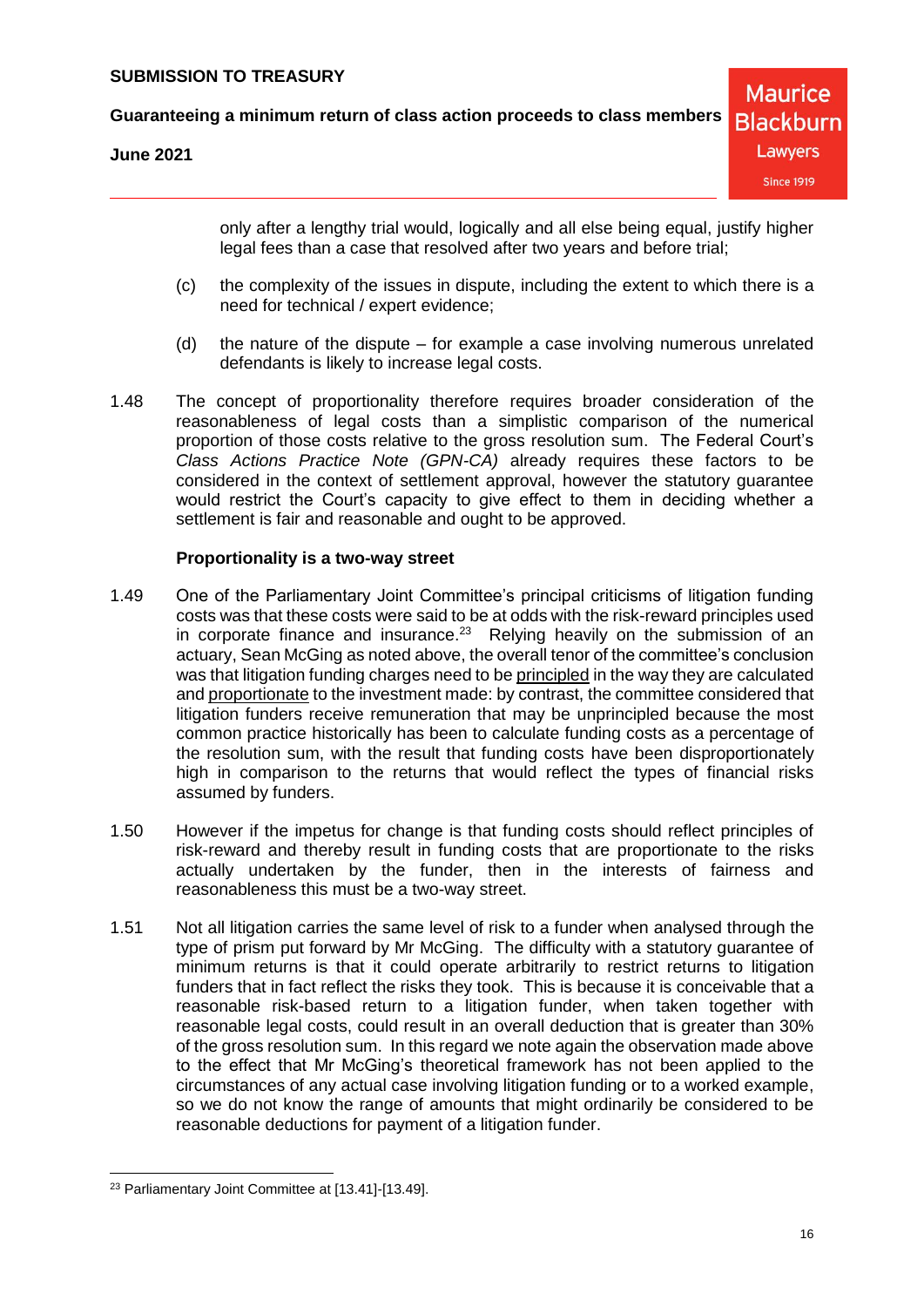only after a lengthy trial would, logically and all else being equal, justify higher legal fees than a case that resolved after two years and before trial;

(c) the complexity of the issues in dispute, including the extent to which there is a need for technical / expert evidence;

(d) the nature of the dispute – for example a case involving numerous unrelated defendants is likely to increase legal costs.

1.48 The concept of proportionality therefore requires broader consideration of the reasonableness of legal costs than a simplistic comparison of the numerical proportion of those costs relative to the gross resolution sum. The Federal Court's *Class Actions Practice Note (GPN-CA)* already requires these factors to be considered in the context of settlement approval, however the statutory guarantee would restrict the Court's capacity to give effect to them in deciding whether a settlement is fair and reasonable and ought to be approved.

**Proportionality is a two-way street**

1.49 One of the Parliamentary Joint Committee's principal criticisms of litigation funding costs was that these costs were said to be at odds with the risk-reward principles used in corporate finance and insurance.[23] Relying heavily on the submission of an actuary, Sean McGing as noted above, the overall tenor of the committee's conclusion was that litigation funding charges need to be principled in the way they are calculated and proportionate to the investment made: by contrast, the committee considered that litigation funders receive remuneration that may be unprincipled because the most common practice historically has been to calculate funding costs as a percentage of the resolution sum, with the result that funding costs have been disproportionately high in comparison to the returns that would reflect the types of financial risks assumed by funders.

1.50 However if the impetus for change is that funding costs should reflect principles of risk-reward and thereby result in funding costs that are proportionate to the risks actually undertaken by the funder, then in the interests of fairness and reasonableness this must be a two-way street.

1.51 Not all litigation carries the same level of risk to a funder when analysed through the type of prism put forward by Mr McGing. The difficulty with a statutory guarantee of minimum returns is that it could operate arbitrarily to restrict returns to litigation funders that in fact reflect the risks they took. This is because it is conceivable that a reasonable risk-based return to a litigation funder, when taken together with reasonable legal costs, could result in an overall deduction that is greater than 30% of the gross resolution sum. In this regard we note again the observation made above to the effect that Mr McGing's theoretical framework has not been applied to the circumstances of any actual case involving litigation funding or to a worked example, so we do not know the range of amounts that might ordinarily be considered to be reasonable deductions for payment of a litigation funder.

---

[23] Parliamentary Joint Committee at [13.41]-[13.49].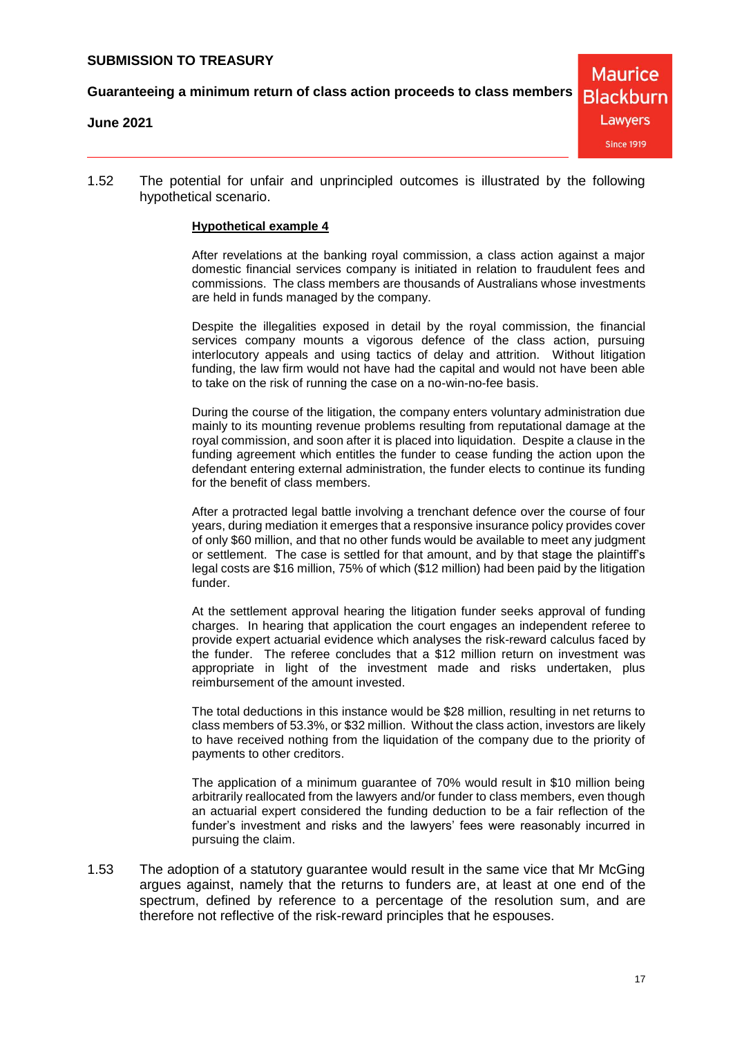1.52 The potential for unfair and unprincipled outcomes is illustrated by the following hypothetical scenario.

**Hypothetical example 4**

After revelations at the banking royal commission, a class action against a major domestic financial services company is initiated in relation to fraudulent fees and commissions. The class members are thousands of Australians whose investments are held in funds managed by the company.

Despite the illegalities exposed in detail by the royal commission, the financial services company mounts a vigorous defence of the class action, pursuing interlocutory appeals and using tactics of delay and attrition. Without litigation funding, the law firm would not have had the capital and would not have been able to take on the risk of running the case on a no-win-no-fee basis.

During the course of the litigation, the company enters voluntary administration due mainly to its mounting revenue problems resulting from reputational damage at the royal commission, and soon after it is placed into liquidation. Despite a clause in the funding agreement which entitles the funder to cease funding the action upon the defendant entering external administration, the funder elects to continue its funding for the benefit of class members.

After a protracted legal battle involving a trenchant defence over the course of four years, during mediation it emerges that a responsive insurance policy provides cover of only $60 million, and that no other funds would be available to meet any judgment or settlement. The case is settled for that amount, and by that stage the plaintiff's legal costs are $16 million, 75% of which ($12 million) had been paid by the litigation funder.

At the settlement approval hearing the litigation funder seeks approval of funding charges. In hearing that application the court engages an independent referee to provide expert actuarial evidence which analyses the risk-reward calculus faced by the funder. The referee concludes that a $12 million return on investment was appropriate in light of the investment made and risks undertaken, plus reimbursement of the amount invested.

The total deductions in this instance would be $28 million, resulting in net returns to class members of 53.3%, or $32 million. Without the class action, investors are likely to have received nothing from the liquidation of the company due to the priority of payments to other creditors.

The application of a minimum guarantee of 70% would result in $10 million being arbitrarily reallocated from the lawyers and/or funder to class members, even though an actuarial expert considered the funding deduction to be a fair reflection of the funder's investment and risks and the lawyers' fees were reasonably incurred in pursuing the claim.

1.53 The adoption of a statutory guarantee would result in the same vice that Mr McGing argues against, namely that the returns to funders are, at least at one end of the spectrum, defined by reference to a percentage of the resolution sum, and are therefore not reflective of the risk-reward principles that he espouses.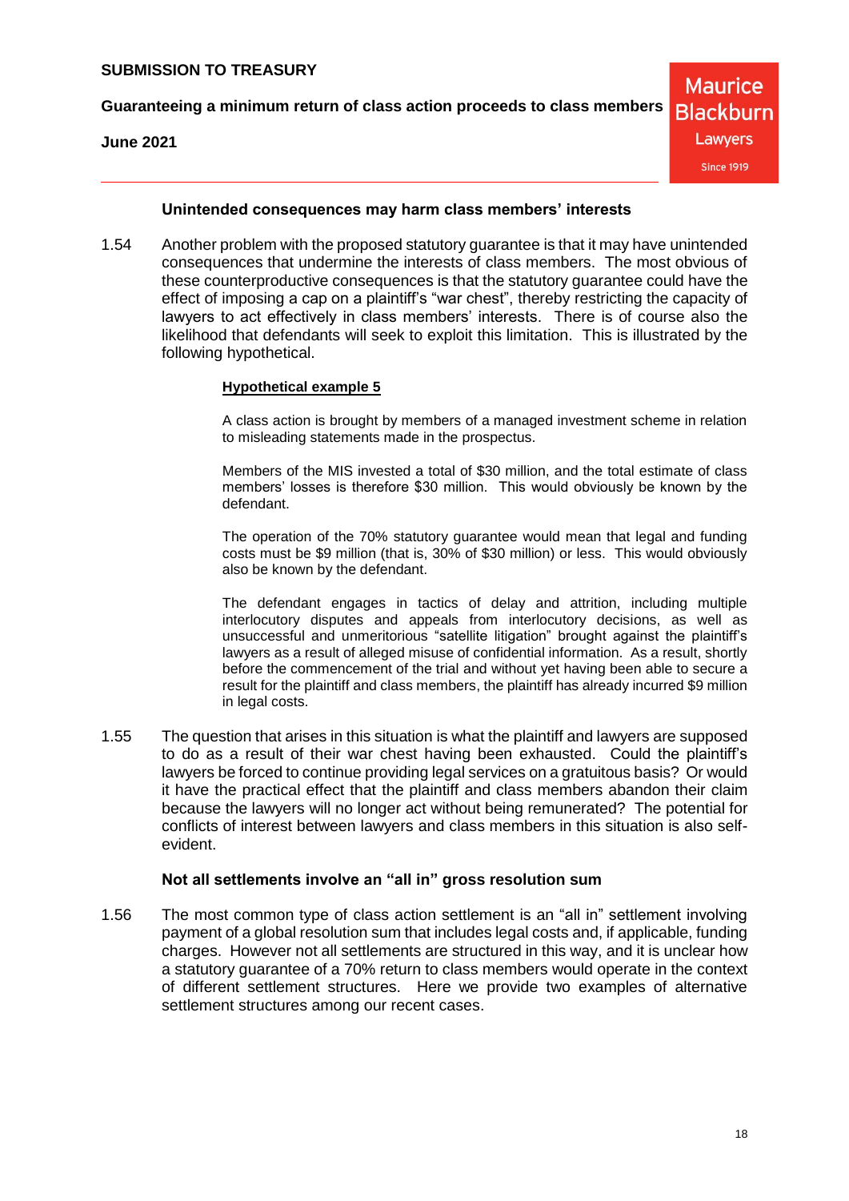**Unintended consequences may harm class members' interests**

1.54 Another problem with the proposed statutory guarantee is that it may have unintended consequences that undermine the interests of class members. The most obvious of these counterproductive consequences is that the statutory guarantee could have the effect of imposing a cap on a plaintiff's "war chest", thereby restricting the capacity of lawyers to act effectively in class members' interests. There is of course also the likelihood that defendants will seek to exploit this limitation. This is illustrated by the following hypothetical.

<u>**Hypothetical example 5**</u>

A class action is brought by members of a managed investment scheme in relation to misleading statements made in the prospectus.

Members of the MIS invested a total of $30 million, and the total estimate of class members' losses is therefore $30 million. This would obviously be known by the defendant.

The operation of the 70% statutory guarantee would mean that legal and funding costs must be $9 million (that is, 30% of $30 million) or less. This would obviously also be known by the defendant.

The defendant engages in tactics of delay and attrition, including multiple interlocutory disputes and appeals from interlocutory decisions, as well as unsuccessful and unmeritorious "satellite litigation" brought against the plaintiff's lawyers as a result of alleged misuse of confidential information. As a result, shortly before the commencement of the trial and without yet having been able to secure a result for the plaintiff and class members, the plaintiff has already incurred $9 million in legal costs.

1.55 The question that arises in this situation is what the plaintiff and lawyers are supposed to do as a result of their war chest having been exhausted. Could the plaintiff's lawyers be forced to continue providing legal services on a gratuitous basis? Or would it have the practical effect that the plaintiff and class members abandon their claim because the lawyers will no longer act without being remunerated? The potential for conflicts of interest between lawyers and class members in this situation is also self-evident.

**Not all settlements involve an "all in" gross resolution sum**

1.56 The most common type of class action settlement is an "all in" settlement involving payment of a global resolution sum that includes legal costs and, if applicable, funding charges. However not all settlements are structured in this way, and it is unclear how a statutory guarantee of a 70% return to class members would operate in the context of different settlement structures. Here we provide two examples of alternative settlement structures among our recent cases.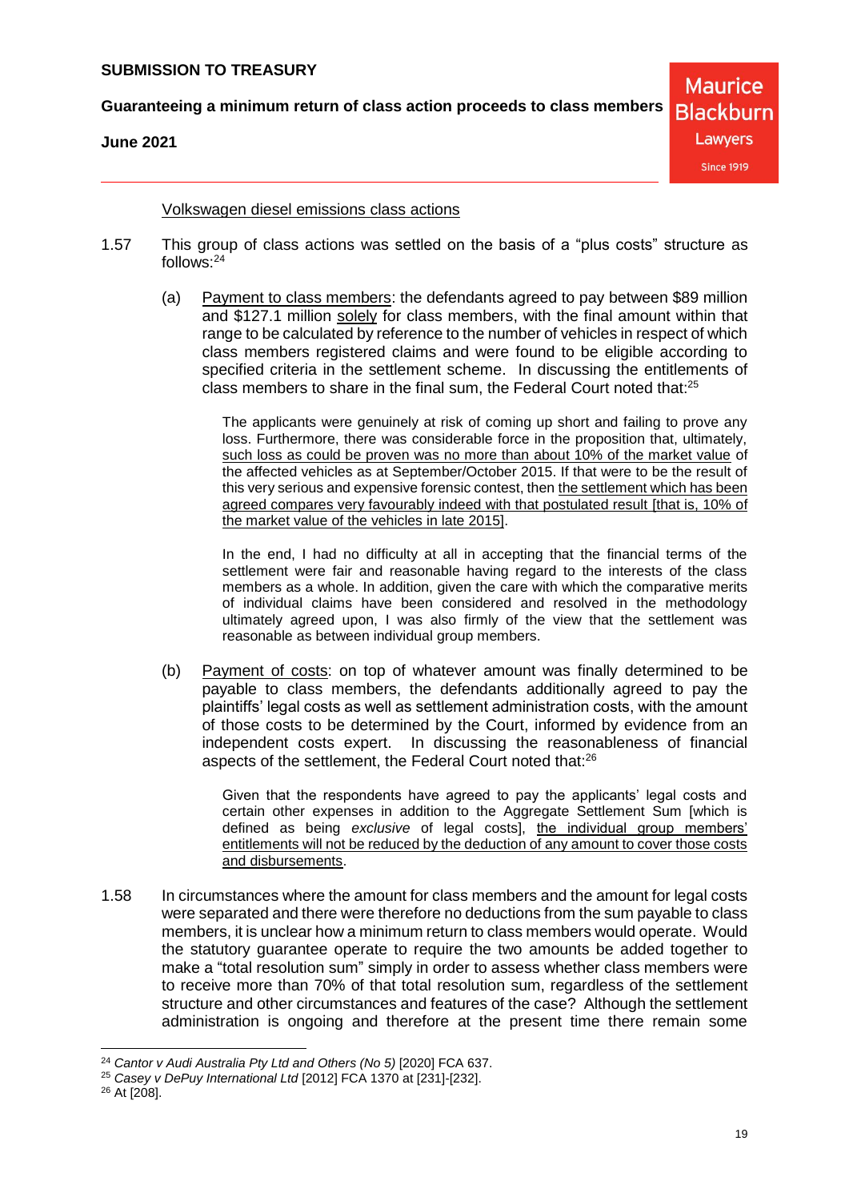Volkswagen diesel emissions class actions

1.57 This group of class actions was settled on the basis of a "plus costs" structure as follows:[24]

(a) Payment to class members: the defendants agreed to pay between $89 million and $127.1 million solely for class members, with the final amount within that range to be calculated by reference to the number of vehicles in respect of which class members registered claims and were found to be eligible according to specified criteria in the settlement scheme. In discussing the entitlements of class members to share in the final sum, the Federal Court noted that:[25]

> The applicants were genuinely at risk of coming up short and failing to prove any loss. Furthermore, there was considerable force in the proposition that, ultimately, such loss as could be proven was no more than about 10% of the market value of the affected vehicles as at September/October 2015. If that were to be the result of this very serious and expensive forensic contest, then the settlement which has been agreed compares very favourably indeed with that postulated result [that is, 10% of the market value of the vehicles in late 2015].
>
> In the end, I had no difficulty at all in accepting that the financial terms of the settlement were fair and reasonable having regard to the interests of the class members as a whole. In addition, given the care with which the comparative merits of individual claims have been considered and resolved in the methodology ultimately agreed upon, I was also firmly of the view that the settlement was reasonable as between individual group members.

(b) Payment of costs: on top of whatever amount was finally determined to be payable to class members, the defendants additionally agreed to pay the plaintiffs' legal costs as well as settlement administration costs, with the amount of those costs to be determined by the Court, informed by evidence from an independent costs expert. In discussing the reasonableness of financial aspects of the settlement, the Federal Court noted that:[26]

> Given that the respondents have agreed to pay the applicants' legal costs and certain other expenses in addition to the Aggregate Settlement Sum [which is defined as being *exclusive* of legal costs], the individual group members' entitlements will not be reduced by the deduction of any amount to cover those costs and disbursements.

1.58 In circumstances where the amount for class members and the amount for legal costs were separated and there were therefore no deductions from the sum payable to class members, it is unclear how a minimum return to class members would operate. Would the statutory guarantee operate to require the two amounts be added together to make a "total resolution sum" simply in order to assess whether class members were to receive more than 70% of that total resolution sum, regardless of the settlement structure and other circumstances and features of the case? Although the settlement administration is ongoing and therefore at the present time there remain some

---

[24] *Cantor v Audi Australia Pty Ltd and Others (No 5)* [2020] FCA 637.

[25] *Casey v DePuy International Ltd* [2012] FCA 1370 at [231]-[232].

[26] At [208].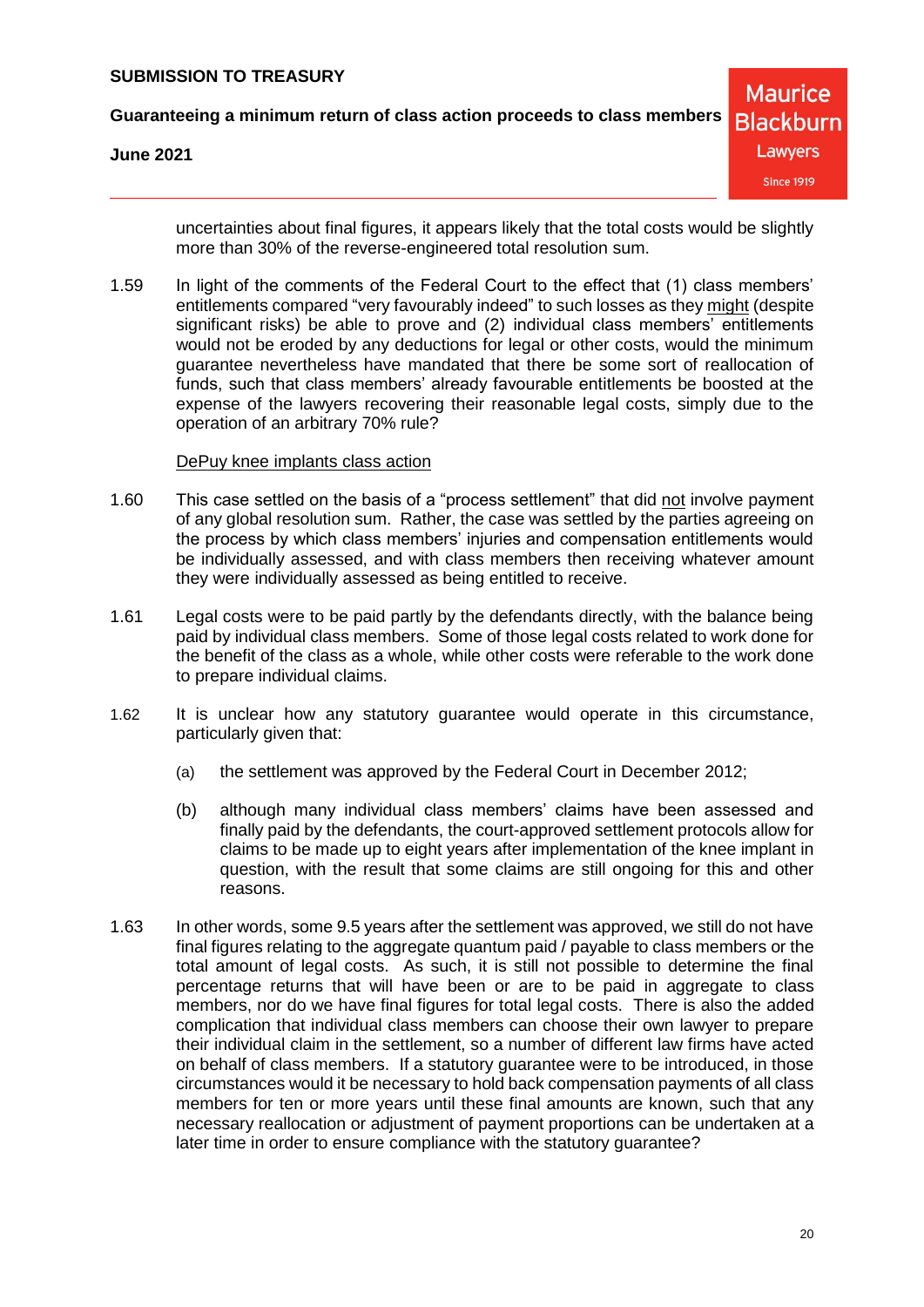uncertainties about final figures, it appears likely that the total costs would be slightly more than 30% of the reverse-engineered total resolution sum.

1.59 In light of the comments of the Federal Court to the effect that (1) class members' entitlements compared "very favourably indeed" to such losses as they <u>might</u> (despite significant risks) be able to prove and (2) individual class members' entitlements would not be eroded by any deductions for legal or other costs, would the minimum guarantee nevertheless have mandated that there be some sort of reallocation of funds, such that class members' already favourable entitlements be boosted at the expense of the lawyers recovering their reasonable legal costs, simply due to the operation of an arbitrary 70% rule?

<u>DePuy knee implants class action</u>

1.60 This case settled on the basis of a "process settlement" that did <u>not</u> involve payment of any global resolution sum. Rather, the case was settled by the parties agreeing on the process by which class members' injuries and compensation entitlements would be individually assessed, and with class members then receiving whatever amount they were individually assessed as being entitled to receive.

1.61 Legal costs were to be paid partly by the defendants directly, with the balance being paid by individual class members. Some of those legal costs related to work done for the benefit of the class as a whole, while other costs were referable to the work done to prepare individual claims.

1.62 It is unclear how any statutory guarantee would operate in this circumstance, particularly given that:

(a) the settlement was approved by the Federal Court in December 2012;

(b) although many individual class members' claims have been assessed and finally paid by the defendants, the court-approved settlement protocols allow for claims to be made up to eight years after implementation of the knee implant in question, with the result that some claims are still ongoing for this and other reasons.

1.63 In other words, some 9.5 years after the settlement was approved, we still do not have final figures relating to the aggregate quantum paid / payable to class members or the total amount of legal costs. As such, it is still not possible to determine the final percentage returns that will have been or are to be paid in aggregate to class members, nor do we have final figures for total legal costs. There is also the added complication that individual class members can choose their own lawyer to prepare their individual claim in the settlement, so a number of different law firms have acted on behalf of class members. If a statutory guarantee were to be introduced, in those circumstances would it be necessary to hold back compensation payments of all class members for ten or more years until these final amounts are known, such that any necessary reallocation or adjustment of payment proportions can be undertaken at a later time in order to ensure compliance with the statutory guarantee?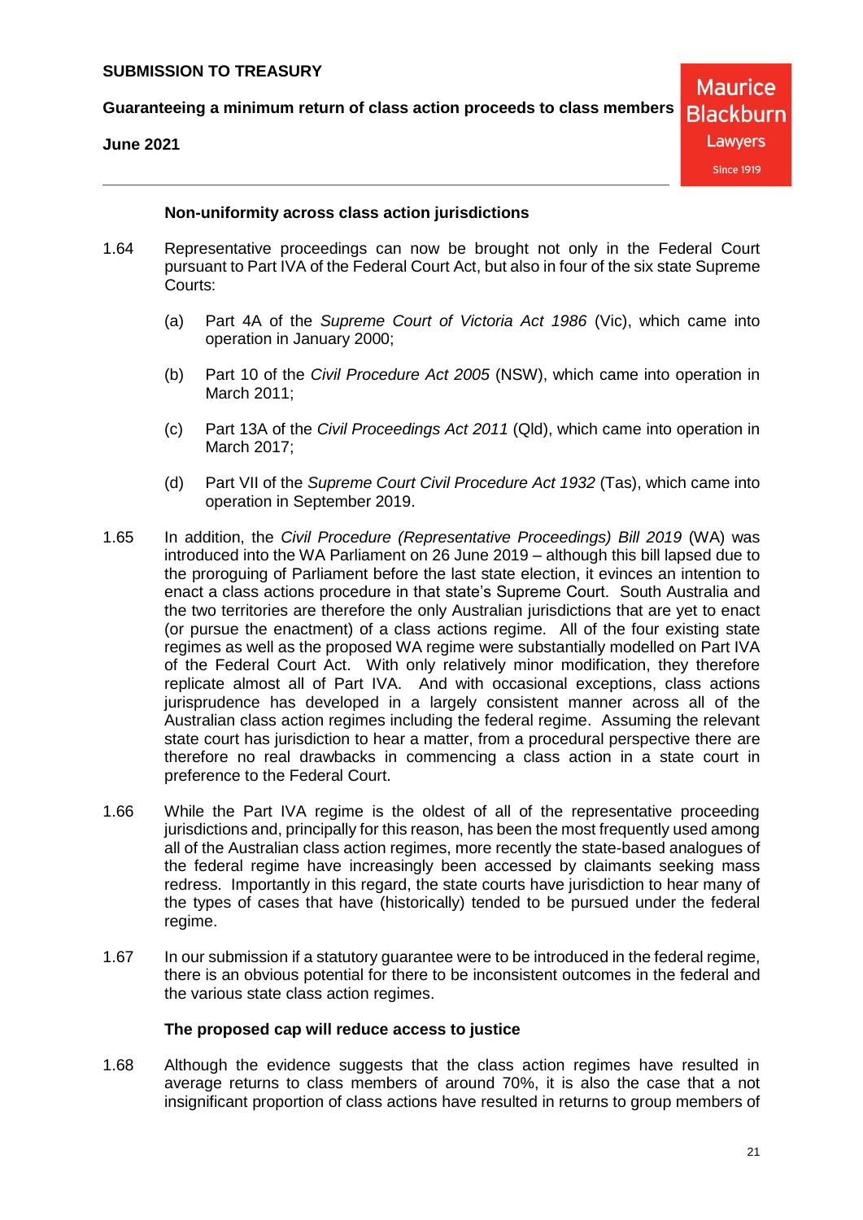### Non-uniformity across class action jurisdictions

1.64 Representative proceedings can now be brought not only in the Federal Court pursuant to Part IVA of the Federal Court Act, but also in four of the six state Supreme Courts:

(a) Part 4A of the *Supreme Court of Victoria Act 1986* (Vic), which came into operation in January 2000;

(b) Part 10 of the *Civil Procedure Act 2005* (NSW), which came into operation in March 2011;

(c) Part 13A of the *Civil Proceedings Act 2011* (Qld), which came into operation in March 2017;

(d) Part VII of the *Supreme Court Civil Procedure Act 1932* (Tas), which came into operation in September 2019.

1.65 In addition, the *Civil Procedure (Representative Proceedings) Bill 2019* (WA) was introduced into the WA Parliament on 26 June 2019 – although this bill lapsed due to the proroguing of Parliament before the last state election, it evinces an intention to enact a class actions procedure in that state's Supreme Court. South Australia and the two territories are therefore the only Australian jurisdictions that are yet to enact (or pursue the enactment) of a class actions regime. All of the four existing state regimes as well as the proposed WA regime were substantially modelled on Part IVA of the Federal Court Act. With only relatively minor modification, they therefore replicate almost all of Part IVA. And with occasional exceptions, class actions jurisprudence has developed in a largely consistent manner across all of the Australian class action regimes including the federal regime. Assuming the relevant state court has jurisdiction to hear a matter, from a procedural perspective there are therefore no real drawbacks in commencing a class action in a state court in preference to the Federal Court.

1.66 While the Part IVA regime is the oldest of all of the representative proceeding jurisdictions and, principally for this reason, has been the most frequently used among all of the Australian class action regimes, more recently the state-based analogues of the federal regime have increasingly been accessed by claimants seeking mass redress. Importantly in this regard, the state courts have jurisdiction to hear many of the types of cases that have (historically) tended to be pursued under the federal regime.

1.67 In our submission if a statutory guarantee were to be introduced in the federal regime, there is an obvious potential for there to be inconsistent outcomes in the federal and the various state class action regimes.

### The proposed cap will reduce access to justice

1.68 Although the evidence suggests that the class action regimes have resulted in average returns to class members of around 70%, it is also the case that a not insignificant proportion of class actions have resulted in returns to group members of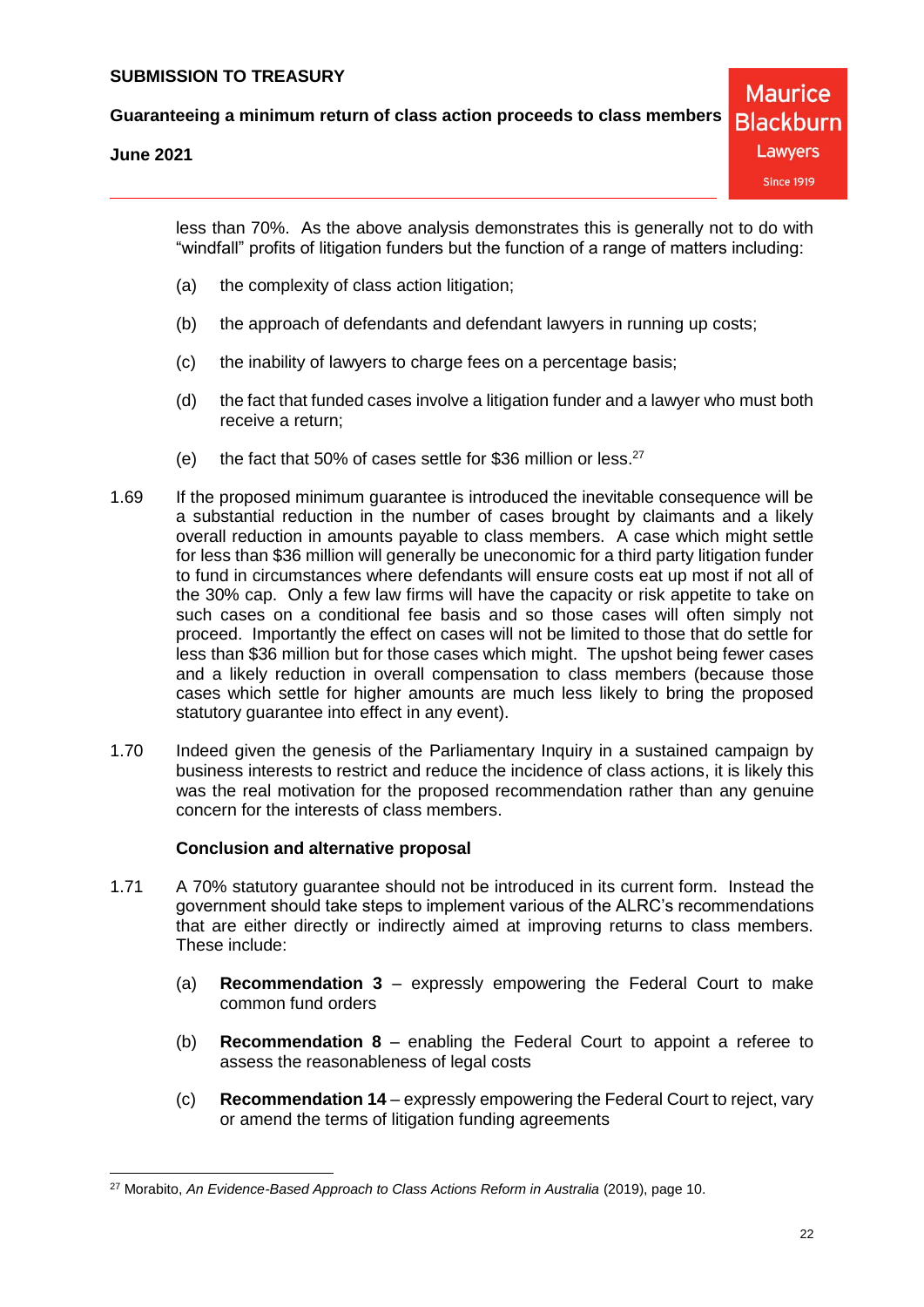less than 70%. As the above analysis demonstrates this is generally not to do with "windfall" profits of litigation funders but the function of a range of matters including:

(a) the complexity of class action litigation;

(b) the approach of defendants and defendant lawyers in running up costs;

(c) the inability of lawyers to charge fees on a percentage basis;

(d) the fact that funded cases involve a litigation funder and a lawyer who must both receive a return;

(e) the fact that 50% of cases settle for $36 million or less.[27]

1.69 If the proposed minimum guarantee is introduced the inevitable consequence will be a substantial reduction in the number of cases brought by claimants and a likely overall reduction in amounts payable to class members. A case which might settle for less than $36 million will generally be uneconomic for a third party litigation funder to fund in circumstances where defendants will ensure costs eat up most if not all of the 30% cap. Only a few law firms will have the capacity or risk appetite to take on such cases on a conditional fee basis and so those cases will often simply not proceed. Importantly the effect on cases will not be limited to those that do settle for less than $36 million but for those cases which might. The upshot being fewer cases and a likely reduction in overall compensation to class members (because those cases which settle for higher amounts are much less likely to bring the proposed statutory guarantee into effect in any event).

1.70 Indeed given the genesis of the Parliamentary Inquiry in a sustained campaign by business interests to restrict and reduce the incidence of class actions, it is likely this was the real motivation for the proposed recommendation rather than any genuine concern for the interests of class members.

**Conclusion and alternative proposal**

1.71 A 70% statutory guarantee should not be introduced in its current form. Instead the government should take steps to implement various of the ALRC's recommendations that are either directly or indirectly aimed at improving returns to class members. These include:

(a) **Recommendation 3** – expressly empowering the Federal Court to make common fund orders

(b) **Recommendation 8** – enabling the Federal Court to appoint a referee to assess the reasonableness of legal costs

(c) **Recommendation 14** – expressly empowering the Federal Court to reject, vary or amend the terms of litigation funding agreements

---

[27] Morabito, *An Evidence-Based Approach to Class Actions Reform in Australia* (2019), page 10.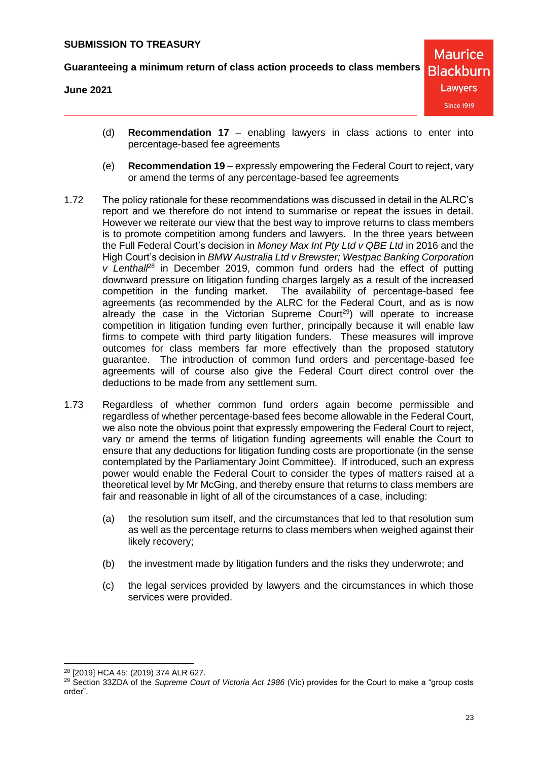(d) **Recommendation 17** – enabling lawyers in class actions to enter into percentage-based fee agreements

(e) **Recommendation 19** – expressly empowering the Federal Court to reject, vary or amend the terms of any percentage-based fee agreements

1.72 The policy rationale for these recommendations was discussed in detail in the ALRC's report and we therefore do not intend to summarise or repeat the issues in detail. However we reiterate our view that the best way to improve returns to class members is to promote competition among funders and lawyers. In the three years between the Full Federal Court's decision in *Money Max Int Pty Ltd v QBE Ltd* in 2016 and the High Court's decision in *BMW Australia Ltd v Brewster; Westpac Banking Corporation v Lenthall*[28] in December 2019, common fund orders had the effect of putting downward pressure on litigation funding charges largely as a result of the increased competition in the funding market. The availability of percentage-based fee agreements (as recommended by the ALRC for the Federal Court, and as is now already the case in the Victorian Supreme Court[29]) will operate to increase competition in litigation funding even further, principally because it will enable law firms to compete with third party litigation funders. These measures will improve outcomes for class members far more effectively than the proposed statutory guarantee. The introduction of common fund orders and percentage-based fee agreements will of course also give the Federal Court direct control over the deductions to be made from any settlement sum.

1.73 Regardless of whether common fund orders again become permissible and regardless of whether percentage-based fees become allowable in the Federal Court, we also note the obvious point that expressly empowering the Federal Court to reject, vary or amend the terms of litigation funding agreements will enable the Court to ensure that any deductions for litigation funding costs are proportionate (in the sense contemplated by the Parliamentary Joint Committee). If introduced, such an express power would enable the Federal Court to consider the types of matters raised at a theoretical level by Mr McGing, and thereby ensure that returns to class members are fair and reasonable in light of all of the circumstances of a case, including:

(a) the resolution sum itself, and the circumstances that led to that resolution sum as well as the percentage returns to class members when weighed against their likely recovery;

(b) the investment made by litigation funders and the risks they underwrote; and

(c) the legal services provided by lawyers and the circumstances in which those services were provided.

---

[28] [2019] HCA 45; (2019) 374 ALR 627.

[29] Section 33ZDA of the *Supreme Court of Victoria Act 1986* (Vic) provides for the Court to make a "group costs order".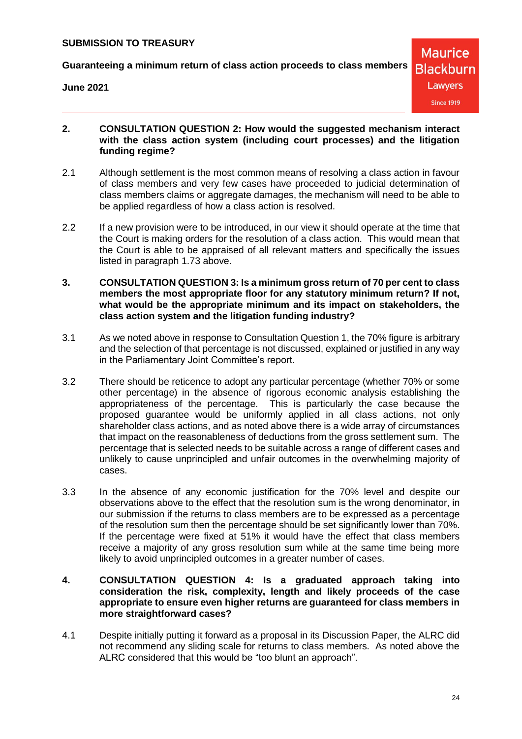**2. CONSULTATION QUESTION 2: How would the suggested mechanism interact with the class action system (including court processes) and the litigation funding regime?**

2.1 Although settlement is the most common means of resolving a class action in favour of class members and very few cases have proceeded to judicial determination of class members claims or aggregate damages, the mechanism will need to be able to be applied regardless of how a class action is resolved.

2.2 If a new provision were to be introduced, in our view it should operate at the time that the Court is making orders for the resolution of a class action. This would mean that the Court is able to be appraised of all relevant matters and specifically the issues listed in paragraph 1.73 above.

**3. CONSULTATION QUESTION 3: Is a minimum gross return of 70 per cent to class members the most appropriate floor for any statutory minimum return? If not, what would be the appropriate minimum and its impact on stakeholders, the class action system and the litigation funding industry?**

3.1 As we noted above in response to Consultation Question 1, the 70% figure is arbitrary and the selection of that percentage is not discussed, explained or justified in any way in the Parliamentary Joint Committee's report.

3.2 There should be reticence to adopt any particular percentage (whether 70% or some other percentage) in the absence of rigorous economic analysis establishing the appropriateness of the percentage. This is particularly the case because the proposed guarantee would be uniformly applied in all class actions, not only shareholder class actions, and as noted above there is a wide array of circumstances that impact on the reasonableness of deductions from the gross settlement sum. The percentage that is selected needs to be suitable across a range of different cases and unlikely to cause unprincipled and unfair outcomes in the overwhelming majority of cases.

3.3 In the absence of any economic justification for the 70% level and despite our observations above to the effect that the resolution sum is the wrong denominator, in our submission if the returns to class members are to be expressed as a percentage of the resolution sum then the percentage should be set significantly lower than 70%. If the percentage were fixed at 51% it would have the effect that class members receive a majority of any gross resolution sum while at the same time being more likely to avoid unprincipled outcomes in a greater number of cases.

**4. CONSULTATION QUESTION 4: Is a graduated approach taking into consideration the risk, complexity, length and likely proceeds of the case appropriate to ensure even higher returns are guaranteed for class members in more straightforward cases?**

4.1 Despite initially putting it forward as a proposal in its Discussion Paper, the ALRC did not recommend any sliding scale for returns to class members. As noted above the ALRC considered that this would be "too blunt an approach".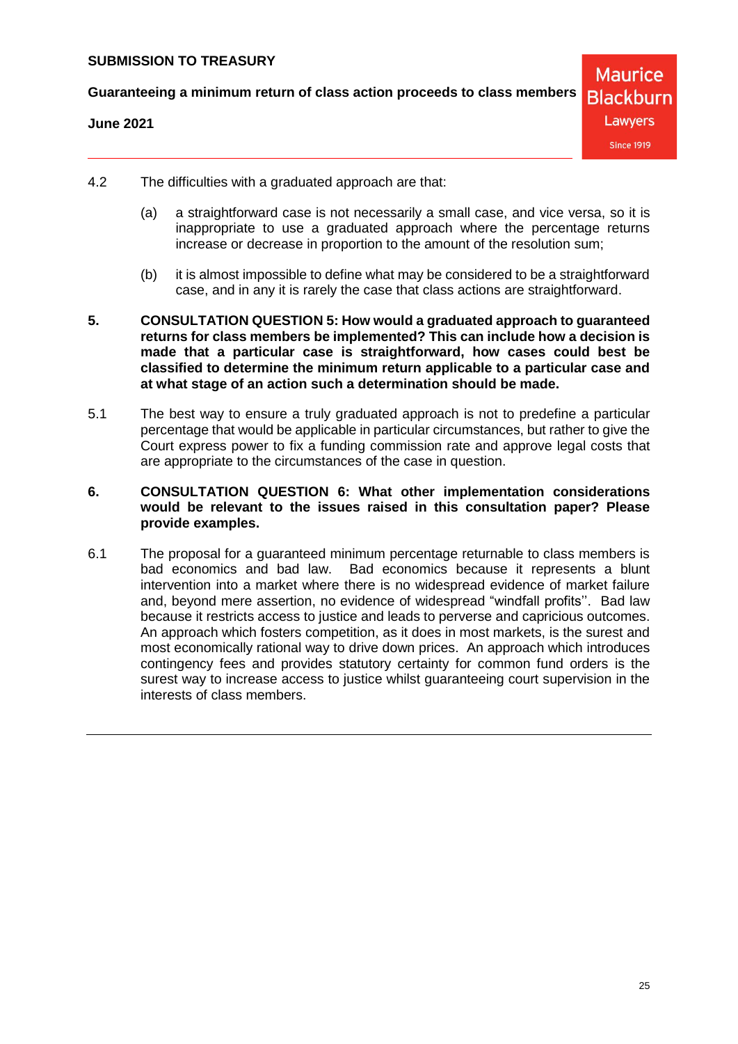4.2 The difficulties with a graduated approach are that:

(a) a straightforward case is not necessarily a small case, and vice versa, so it is inappropriate to use a graduated approach where the percentage returns increase or decrease in proportion to the amount of the resolution sum;

(b) it is almost impossible to define what may be considered to be a straightforward case, and in any it is rarely the case that class actions are straightforward.

**5. CONSULTATION QUESTION 5: How would a graduated approach to guaranteed returns for class members be implemented? This can include how a decision is made that a particular case is straightforward, how cases could best be classified to determine the minimum return applicable to a particular case and at what stage of an action such a determination should be made.**

5.1 The best way to ensure a truly graduated approach is not to predefine a particular percentage that would be applicable in particular circumstances, but rather to give the Court express power to fix a funding commission rate and approve legal costs that are appropriate to the circumstances of the case in question.

**6. CONSULTATION QUESTION 6: What other implementation considerations would be relevant to the issues raised in this consultation paper? Please provide examples.**

6.1 The proposal for a guaranteed minimum percentage returnable to class members is bad economics and bad law. Bad economics because it represents a blunt intervention into a market where there is no widespread evidence of market failure and, beyond mere assertion, no evidence of widespread "windfall profits''. Bad law because it restricts access to justice and leads to perverse and capricious outcomes. An approach which fosters competition, as it does in most markets, is the surest and most economically rational way to drive down prices. An approach which introduces contingency fees and provides statutory certainty for common fund orders is the surest way to increase access to justice whilst guaranteeing court supervision in the interests of class members.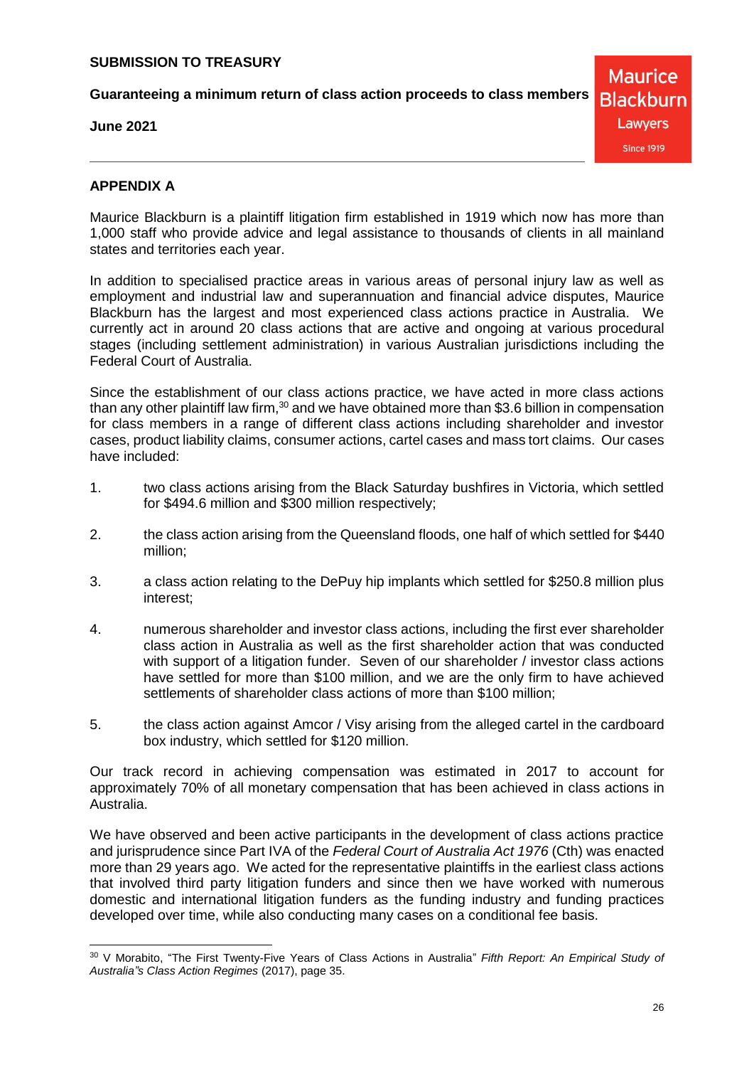**SUBMISSION TO TREASURY**

**Guaranteeing a minimum return of class action proceeds to class members**

**June 2021**

Maurice Blackburn Lawyers Since 1919

---

## APPENDIX A

Maurice Blackburn is a plaintiff litigation firm established in 1919 which now has more than 1,000 staff who provide advice and legal assistance to thousands of clients in all mainland states and territories each year.

In addition to specialised practice areas in various areas of personal injury law as well as employment and industrial law and superannuation and financial advice disputes, Maurice Blackburn has the largest and most experienced class actions practice in Australia. We currently act in around 20 class actions that are active and ongoing at various procedural stages (including settlement administration) in various Australian jurisdictions including the Federal Court of Australia.

Since the establishment of our class actions practice, we have acted in more class actions than any other plaintiff law firm,[30] and we have obtained more than $3.6 billion in compensation for class members in a range of different class actions including shareholder and investor cases, product liability claims, consumer actions, cartel cases and mass tort claims. Our cases have included:

1. two class actions arising from the Black Saturday bushfires in Victoria, which settled for $494.6 million and $300 million respectively;

2. the class action arising from the Queensland floods, one half of which settled for $440 million;

3. a class action relating to the DePuy hip implants which settled for $250.8 million plus interest;

4. numerous shareholder and investor class actions, including the first ever shareholder class action in Australia as well as the first shareholder action that was conducted with support of a litigation funder. Seven of our shareholder / investor class actions have settled for more than $100 million, and we are the only firm to have achieved settlements of shareholder class actions of more than $100 million;

5. the class action against Amcor / Visy arising from the alleged cartel in the cardboard box industry, which settled for $120 million.

Our track record in achieving compensation was estimated in 2017 to account for approximately 70% of all monetary compensation that has been achieved in class actions in Australia.

We have observed and been active participants in the development of class actions practice and jurisprudence since Part IVA of the *Federal Court of Australia Act 1976* (Cth) was enacted more than 29 years ago. We acted for the representative plaintiffs in the earliest class actions that involved third party litigation funders and since then we have worked with numerous domestic and international litigation funders as the funding industry and funding practices developed over time, while also conducting many cases on a conditional fee basis.

---

[30] V Morabito, "The First Twenty-Five Years of Class Actions in Australia" *Fifth Report: An Empirical Study of Australia"s Class Action Regimes* (2017), page 35.